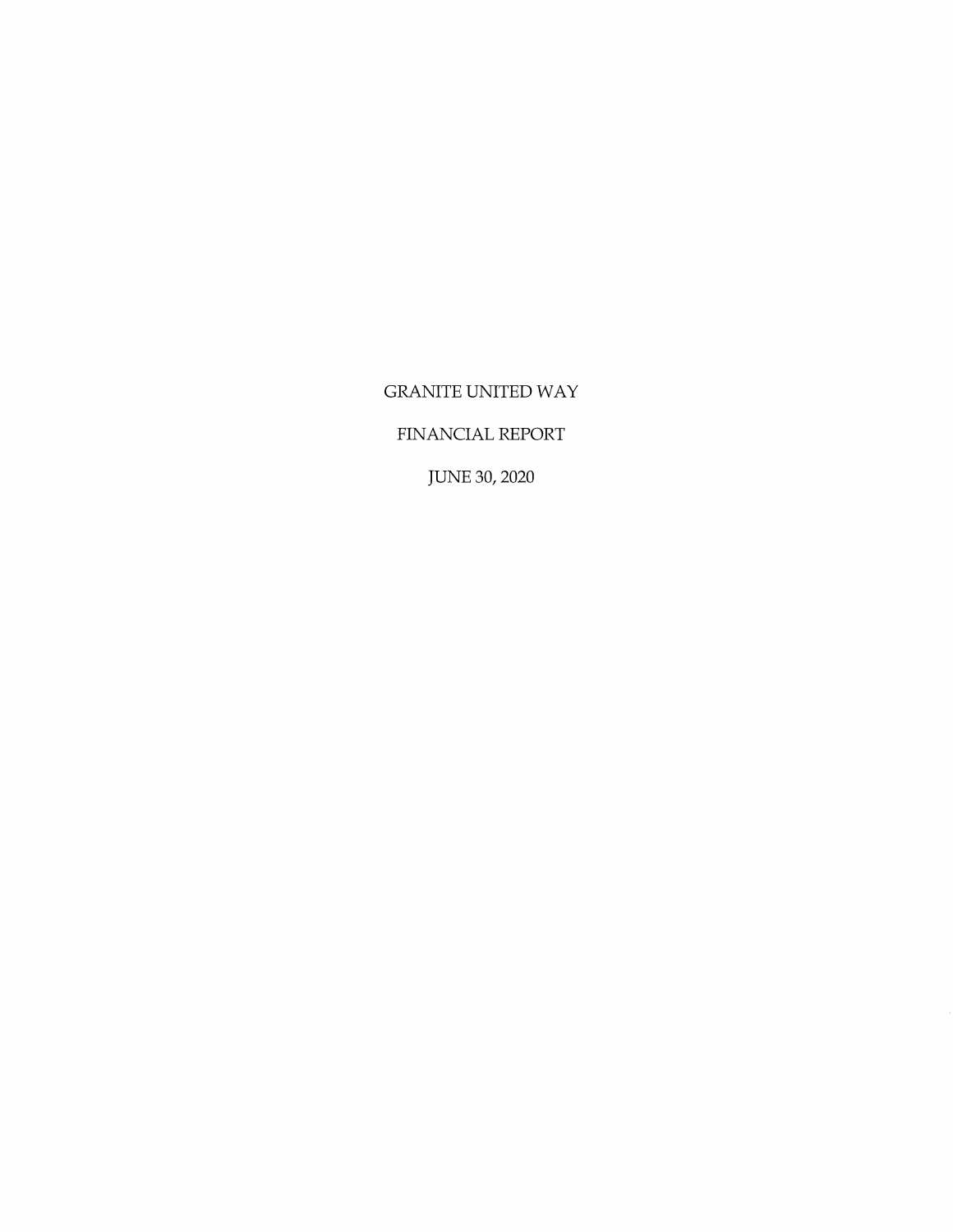# GRANITE UNITED WAY

## FINANCIAL REPORT

## JUNE 30, 2020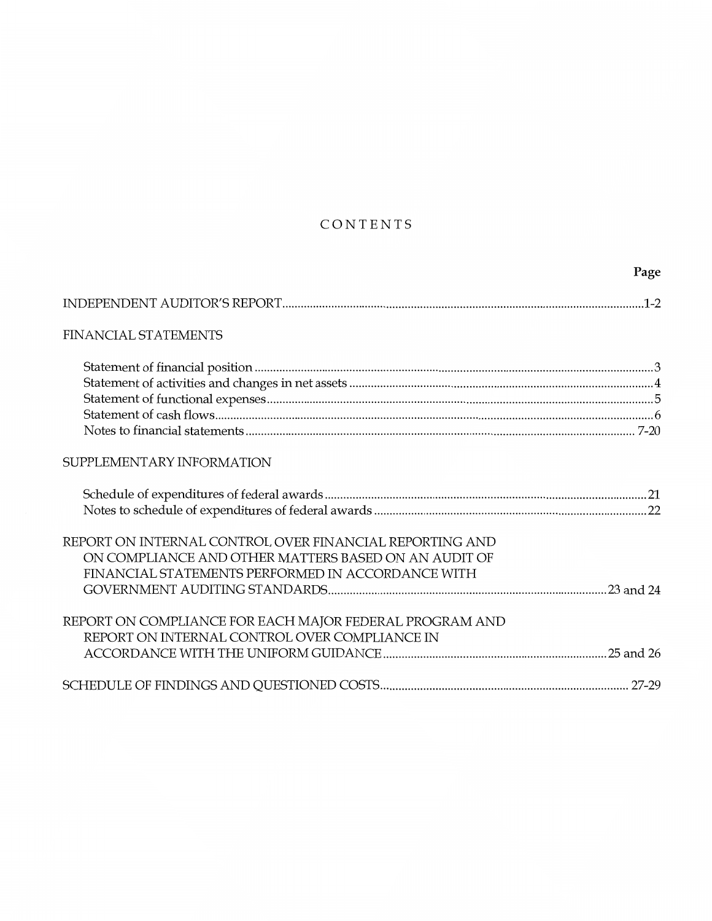# CONTENTS

| | Page |
|---|---|
| INDEPENDENT AUDITOR'S REPORT | 1-2 |
| FINANCIAL STATEMENTS | |
| Statement of financial position | 3 |
| Statement of activities and changes in net assets | 4 |
| Statement of functional expenses | 5 |
| Statement of cash flows | 6 |
| Notes to financial statements | 7-20 |
| SUPPLEMENTARY INFORMATION | |
| Schedule of expenditures of federal awards | 21 |
| Notes to schedule of expenditures of federal awards | 22 |
| REPORT ON INTERNAL CONTROL OVER FINANCIAL REPORTING AND ON COMPLIANCE AND OTHER MATTERS BASED ON AN AUDIT OF FINANCIAL STATEMENTS PERFORMED IN ACCORDANCE WITH GOVERNMENT AUDITING STANDARDS | 23 and 24 |
| REPORT ON COMPLIANCE FOR EACH MAJOR FEDERAL PROGRAM AND REPORT ON INTERNAL CONTROL OVER COMPLIANCE IN ACCORDANCE WITH THE UNIFORM GUIDANCE | 25 and 26 |
| SCHEDULE OF FINDINGS AND QUESTIONED COSTS | 27-29 |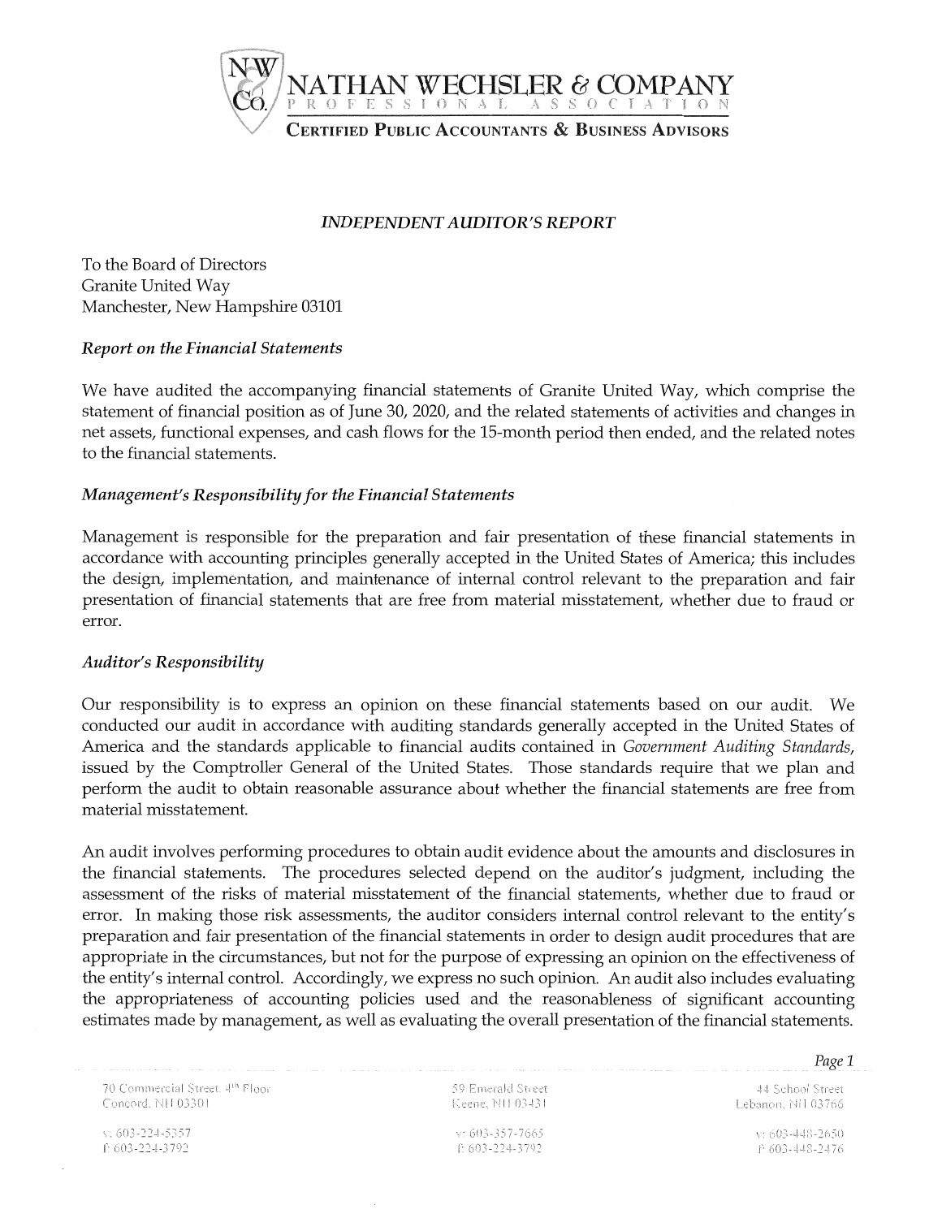# NATHAN WECHSLER & COMPANY

PROFESSIONAL ASSOCIATION

CERTIFIED PUBLIC ACCOUNTANTS & BUSINESS ADVISORS

## *INDEPENDENT AUDITOR'S REPORT*

To the Board of Directors
Granite United Way
Manchester, New Hampshire 03101

### *Report on the Financial Statements*

We have audited the accompanying financial statements of Granite United Way, which comprise the statement of financial position as of June 30, 2020, and the related statements of activities and changes in net assets, functional expenses, and cash flows for the 15-month period then ended, and the related notes to the financial statements.

### *Management's Responsibility for the Financial Statements*

Management is responsible for the preparation and fair presentation of these financial statements in accordance with accounting principles generally accepted in the United States of America; this includes the design, implementation, and maintenance of internal control relevant to the preparation and fair presentation of financial statements that are free from material misstatement, whether due to fraud or error.

### *Auditor's Responsibility*

Our responsibility is to express an opinion on these financial statements based on our audit. We conducted our audit in accordance with auditing standards generally accepted in the United States of America and the standards applicable to financial audits contained in *Government Auditing Standards*, issued by the Comptroller General of the United States. Those standards require that we plan and perform the audit to obtain reasonable assurance about whether the financial statements are free from material misstatement.

An audit involves performing procedures to obtain audit evidence about the amounts and disclosures in the financial statements. The procedures selected depend on the auditor's judgment, including the assessment of the risks of material misstatement of the financial statements, whether due to fraud or error. In making those risk assessments, the auditor considers internal control relevant to the entity's preparation and fair presentation of the financial statements in order to design audit procedures that are appropriate in the circumstances, but not for the purpose of expressing an opinion on the effectiveness of the entity's internal control. Accordingly, we express no such opinion. An audit also includes evaluating the appropriateness of accounting policies used and the reasonableness of significant accounting estimates made by management, as well as evaluating the overall presentation of the financial statements.

70 Commercial Street, 4th Floor
Concord, NH 03301
v: 603-224-5357
f: 603-224-3792

59 Emerald Street
Keene, NH 03431
v: 603-357-7665
f: 603-224-3792

44 School Street
Lebanon, NH 03766
v: 603-448-2650
f: 603-448-2476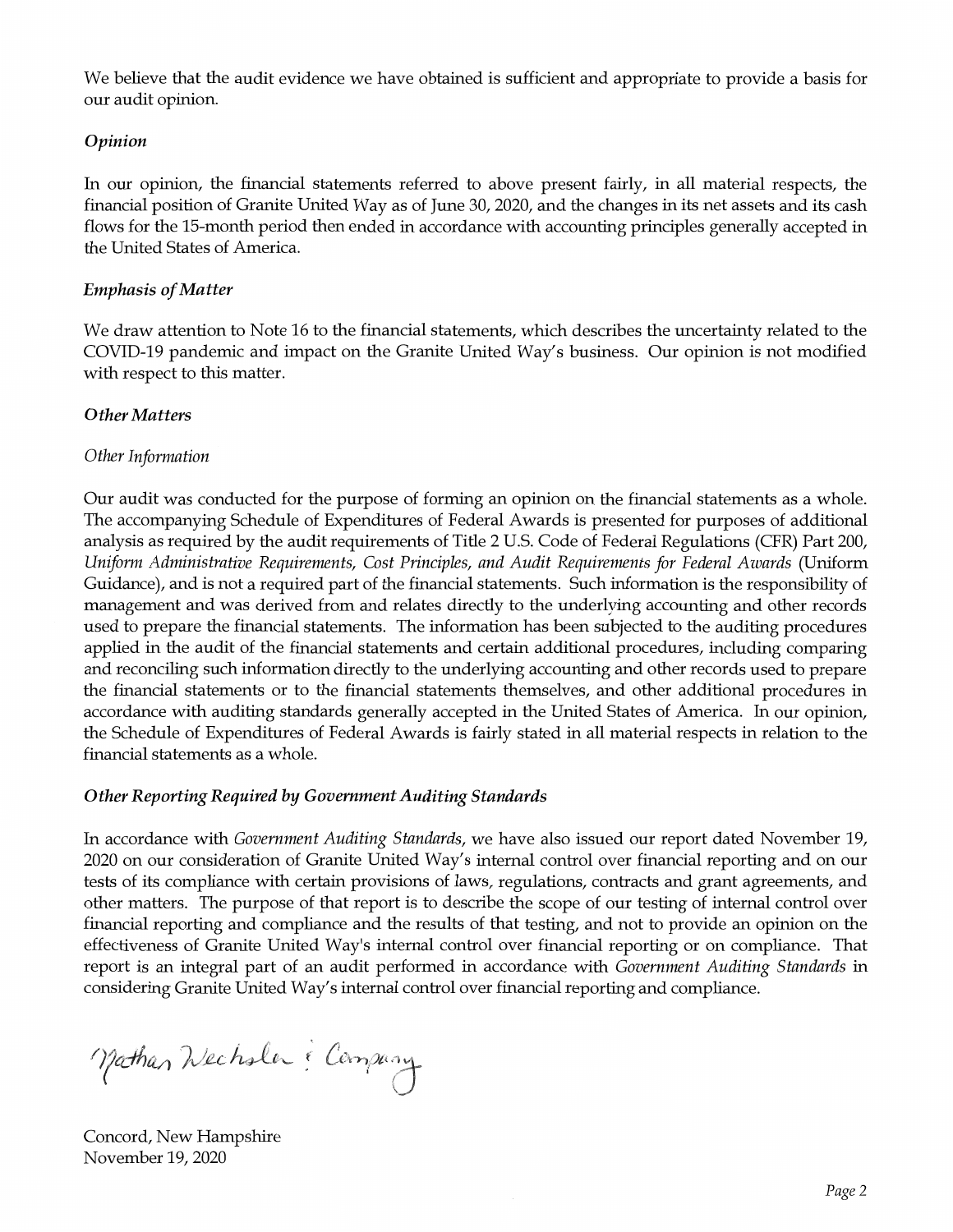We believe that the audit evidence we have obtained is sufficient and appropriate to provide a basis for our audit opinion.

### *Opinion*

In our opinion, the financial statements referred to above present fairly, in all material respects, the financial position of Granite United Way as of June 30, 2020, and the changes in its net assets and its cash flows for the 15-month period then ended in accordance with accounting principles generally accepted in the United States of America.

### *Emphasis of Matter*

We draw attention to Note 16 to the financial statements, which describes the uncertainty related to the COVID-19 pandemic and impact on the Granite United Way's business. Our opinion is not modified with respect to this matter.

### *Other Matters*

*Other Information*

Our audit was conducted for the purpose of forming an opinion on the financial statements as a whole. The accompanying Schedule of Expenditures of Federal Awards is presented for purposes of additional analysis as required by the audit requirements of Title 2 U.S. Code of Federal Regulations (CFR) Part 200, *Uniform Administrative Requirements, Cost Principles, and Audit Requirements for Federal Awards* (Uniform Guidance), and is not a required part of the financial statements. Such information is the responsibility of management and was derived from and relates directly to the underlying accounting and other records used to prepare the financial statements. The information has been subjected to the auditing procedures applied in the audit of the financial statements and certain additional procedures, including comparing and reconciling such information directly to the underlying accounting and other records used to prepare the financial statements or to the financial statements themselves, and other additional procedures in accordance with auditing standards generally accepted in the United States of America. In our opinion, the Schedule of Expenditures of Federal Awards is fairly stated in all material respects in relation to the financial statements as a whole.

### *Other Reporting Required by Government Auditing Standards*

In accordance with *Government Auditing Standards*, we have also issued our report dated November 19, 2020 on our consideration of Granite United Way's internal control over financial reporting and on our tests of its compliance with certain provisions of laws, regulations, contracts and grant agreements, and other matters. The purpose of that report is to describe the scope of our testing of internal control over financial reporting and compliance and the results of that testing, and not to provide an opinion on the effectiveness of Granite United Way's internal control over financial reporting or on compliance. That report is an integral part of an audit performed in accordance with *Government Auditing Standards* in considering Granite United Way's internal control over financial reporting and compliance.

Nathan Wechsler & Company

Concord, New Hampshire
November 19, 2020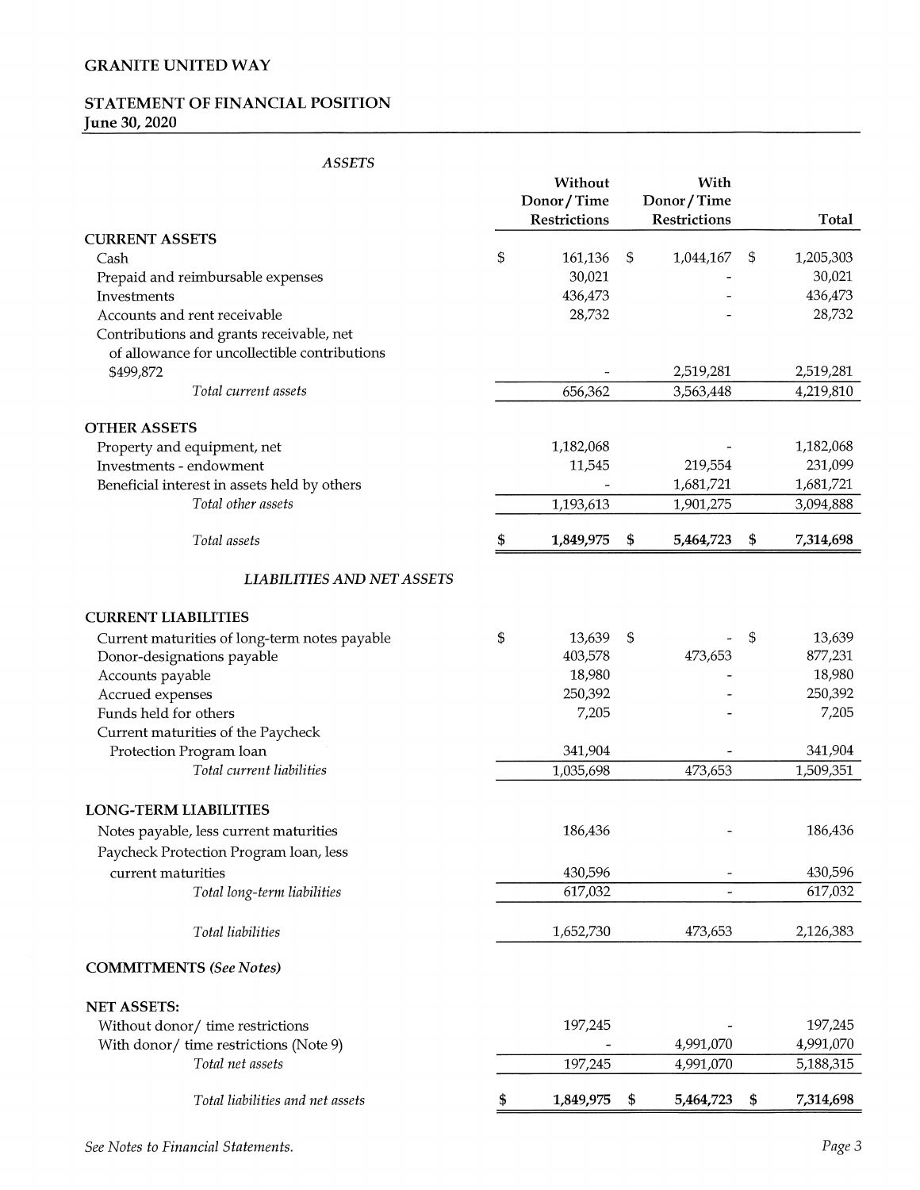# GRANITE UNITED WAY

## STATEMENT OF FINANCIAL POSITION
**June 30, 2020**

| *ASSETS* | Without Donor/Time Restrictions | With Donor/Time Restrictions | Total |
|---|---|---|---|
| **CURRENT ASSETS** | | | |
| Cash | $ 161,136 | $ 1,044,167 | $ 1,205,303 |
| Prepaid and reimbursable expenses | 30,021 | - | 30,021 |
| Investments | 436,473 | - | 436,473 |
| Accounts and rent receivable | 28,732 | - | 28,732 |
| Contributions and grants receivable, net of allowance for uncollectible contributions $499,872 | - | 2,519,281 | 2,519,281 |
| *Total current assets* | 656,362 | 3,563,448 | 4,219,810 |
| **OTHER ASSETS** | | | |
| Property and equipment, net | 1,182,068 | - | 1,182,068 |
| Investments - endowment | 11,545 | 219,554 | 231,099 |
| Beneficial interest in assets held by others | - | 1,681,721 | 1,681,721 |
| *Total other assets* | 1,193,613 | 1,901,275 | 3,094,888 |
| *Total assets* | **$ 1,849,975** | **$ 5,464,723** | **$ 7,314,698** |
| *LIABILITIES AND NET ASSETS* | | | |
| **CURRENT LIABILITIES** | | | |
| Current maturities of long-term notes payable | $ 13,639 | $ - | $ 13,639 |
| Donor-designations payable | 403,578 | 473,653 | 877,231 |
| Accounts payable | 18,980 | - | 18,980 |
| Accrued expenses | 250,392 | - | 250,392 |
| Funds held for others | 7,205 | - | 7,205 |
| Current maturities of the Paycheck Protection Program loan | 341,904 | - | 341,904 |
| *Total current liabilities* | 1,035,698 | 473,653 | 1,509,351 |
| **LONG-TERM LIABILITIES** | | | |
| Notes payable, less current maturities | 186,436 | - | 186,436 |
| Paycheck Protection Program loan, less current maturities | 430,596 | - | 430,596 |
| *Total long-term liabilities* | 617,032 | - | 617,032 |
| *Total liabilities* | 1,652,730 | 473,653 | 2,126,383 |
| **COMMITMENTS** *(See Notes)* | | | |
| **NET ASSETS:** | | | |
| Without donor/ time restrictions | 197,245 | - | 197,245 |
| With donor/ time restrictions (Note 9) | - | 4,991,070 | 4,991,070 |
| *Total net assets* | 197,245 | 4,991,070 | 5,188,315 |
| *Total liabilities and net assets* | **$ 1,849,975** | **$ 5,464,723** | **$ 7,314,698** |

*See Notes to Financial Statements.*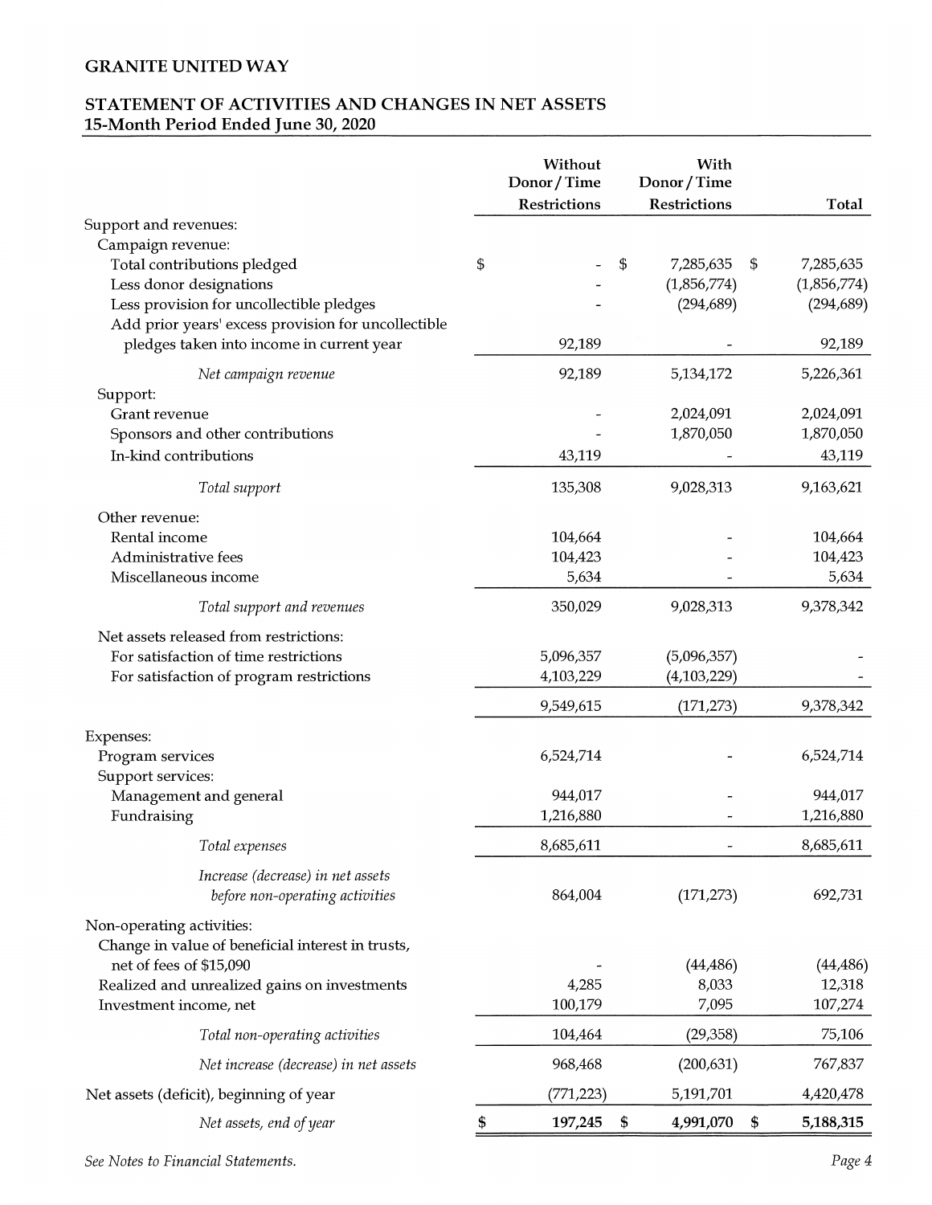# GRANITE UNITED WAY

## STATEMENT OF ACTIVITIES AND CHANGES IN NET ASSETS
## 15-Month Period Ended June 30, 2020

| | Without Donor / Time Restrictions | With Donor / Time Restrictions | Total |
|---|---|---|---|
| Support and revenues: | | | |
| Campaign revenue: | | | |
| Total contributions pledged | $ - | $ 7,285,635 | $ 7,285,635 |
| Less donor designations | - | (1,856,774) | (1,856,774) |
| Less provision for uncollectible pledges | - | (294,689) | (294,689) |
| Add prior years' excess provision for uncollectible pledges taken into income in current year | 92,189 | - | 92,189 |
| *Net campaign revenue* | 92,189 | 5,134,172 | 5,226,361 |
| Support: | | | |
| Grant revenue | - | 2,024,091 | 2,024,091 |
| Sponsors and other contributions | - | 1,870,050 | 1,870,050 |
| In-kind contributions | 43,119 | - | 43,119 |
| *Total support* | 135,308 | 9,028,313 | 9,163,621 |
| Other revenue: | | | |
| Rental income | 104,664 | - | 104,664 |
| Administrative fees | 104,423 | - | 104,423 |
| Miscellaneous income | 5,634 | - | 5,634 |
| *Total support and revenues* | 350,029 | 9,028,313 | 9,378,342 |
| Net assets released from restrictions: | | | |
| For satisfaction of time restrictions | 5,096,357 | (5,096,357) | - |
| For satisfaction of program restrictions | 4,103,229 | (4,103,229) | - |
| | 9,549,615 | (171,273) | 9,378,342 |
| Expenses: | | | |
| Program services | 6,524,714 | - | 6,524,714 |
| Support services: | | | |
| Management and general | 944,017 | - | 944,017 |
| Fundraising | 1,216,880 | - | 1,216,880 |
| *Total expenses* | 8,685,611 | - | 8,685,611 |
| *Increase (decrease) in net assets before non-operating activities* | 864,004 | (171,273) | 692,731 |
| Non-operating activities: | | | |
| Change in value of beneficial interest in trusts, net of fees of $15,090 | - | (44,486) | (44,486) |
| Realized and unrealized gains on investments | 4,285 | 8,033 | 12,318 |
| Investment income, net | 100,179 | 7,095 | 107,274 |
| *Total non-operating activities* | 104,464 | (29,358) | 75,106 |
| *Net increase (decrease) in net assets* | 968,468 | (200,631) | 767,837 |
| Net assets (deficit), beginning of year | (771,223) | 5,191,701 | 4,420,478 |
| *Net assets, end of year* | **$ 197,245** | **$ 4,991,070** | **$ 5,188,315** |

*See Notes to Financial Statements.*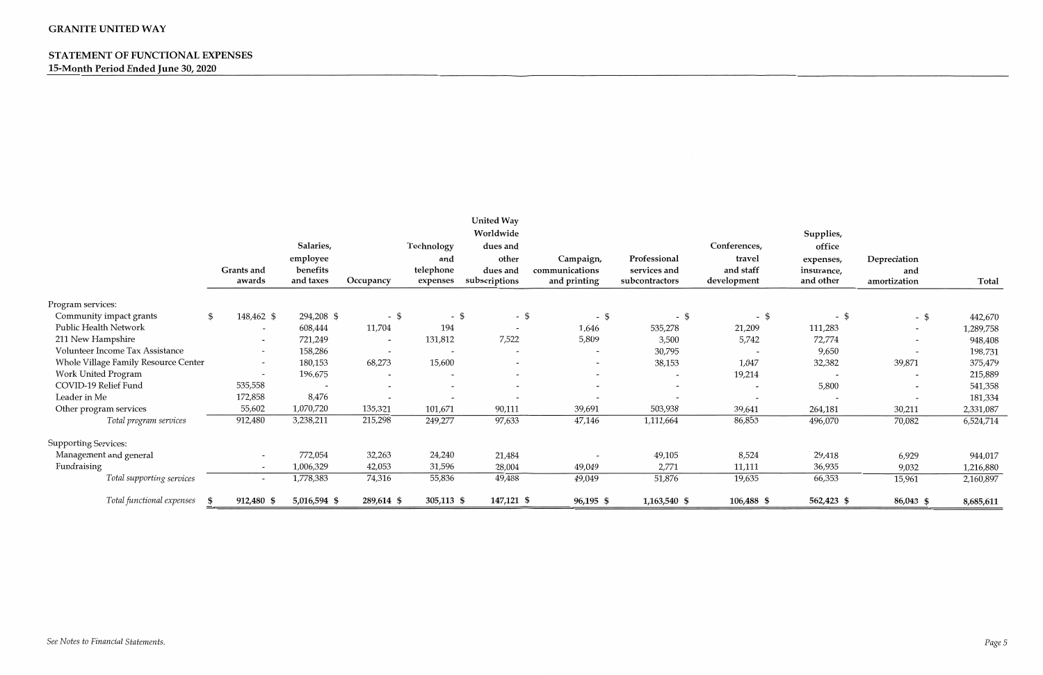**GRANITE UNITED WAY**

**STATEMENT OF FUNCTIONAL EXPENSES**
**15-Month Period Ended June 30, 2020**

| | Grants and awards | Salaries, employee benefits and taxes | Occupancy | Technology and telephone expenses | United Way Worldwide dues and other dues and subscriptions | Campaign, communications and printing | Professional services and subcontractors | Conferences, travel and staff development | Supplies, office expenses, insurance, and other | Depreciation and amortization | Total |
|---|---|---|---|---|---|---|---|---|---|---|---|
| Program services: | | | | | | | | | | | |
| Community impact grants | $ 148,462 | $ 294,208 | $ - | $ - | $ - | $ - | $ - | $ - | $ - | $ - | $ 442,670 |
| Public Health Network | - | 608,444 | 11,704 | 194 | - | 1,646 | 535,278 | 21,209 | 111,283 | - | 1,289,758 |
| 211 New Hampshire | - | 721,249 | - | 131,812 | 7,522 | 5,809 | 3,500 | 5,742 | 72,774 | - | 948,408 |
| Volunteer Income Tax Assistance | - | 158,286 | - | - | - | - | 30,795 | - | 9,650 | - | 198,731 |
| Whole Village Family Resource Center | - | 180,153 | 68,273 | 15,600 | - | - | 38,153 | 1,047 | 32,382 | 39,871 | 375,479 |
| Work United Program | - | 196,675 | - | - | - | - | - | 19,214 | - | - | 215,889 |
| COVID-19 Relief Fund | 535,558 | - | - | - | - | - | - | - | 5,800 | - | 541,358 |
| Leader in Me | 172,858 | 8,476 | - | - | - | - | - | - | - | - | 181,334 |
| Other program services | 55,602 | 1,070,720 | 135,321 | 101,671 | 90,111 | 39,691 | 503,938 | 39,641 | 264,181 | 30,211 | 2,331,087 |
| *Total program services* | 912,480 | 3,238,211 | 215,298 | 249,277 | 97,633 | 47,146 | 1,111,664 | 86,853 | 496,070 | 70,082 | 6,524,714 |
| Supporting Services: | | | | | | | | | | | |
| Management and general | - | 772,054 | 32,263 | 24,240 | 21,484 | - | 49,105 | 8,524 | 29,418 | 6,929 | 944,017 |
| Fundraising | - | 1,006,329 | 42,053 | 31,596 | 28,004 | 49,049 | 2,771 | 11,111 | 36,935 | 9,032 | 1,216,880 |
| *Total supporting services* | - | 1,778,383 | 74,316 | 55,836 | 49,488 | 49,049 | 51,876 | 19,635 | 66,353 | 15,961 | 2,160,897 |
| *Total functional expenses* | $ 912,480 | $ 5,016,594 | $ 289,614 | $ 305,113 | $ 147,121 | $ 96,195 | $ 1,163,540 | $ 106,488 | $ 562,423 | $ 86,043 | $ 8,685,611 |

*See Notes to Financial Statements.*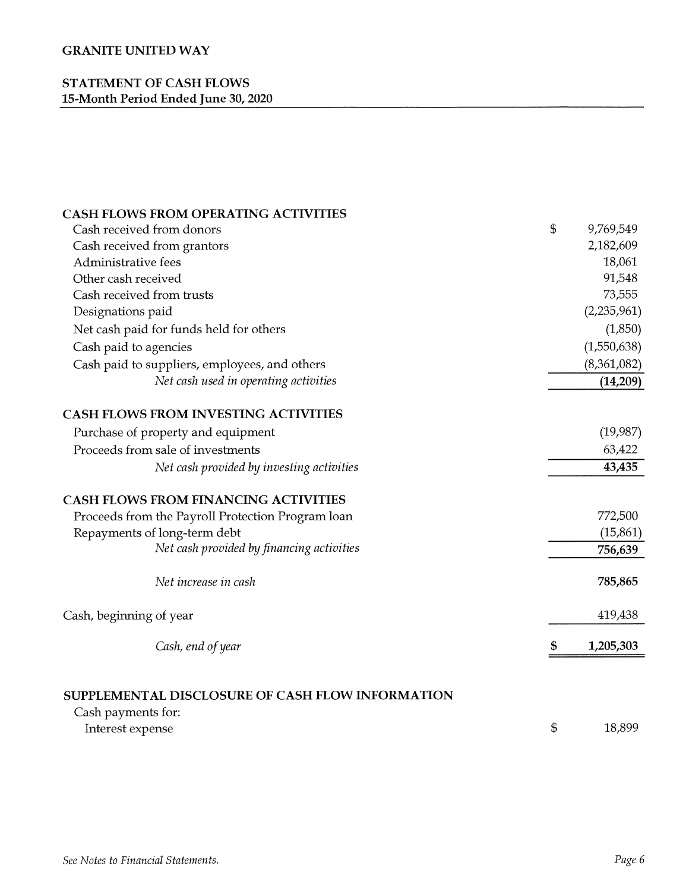# GRANITE UNITED WAY

## STATEMENT OF CASH FLOWS
**15-Month Period Ended June 30, 2020**

| | |
|---|---|
| **CASH FLOWS FROM OPERATING ACTIVITIES** | |
| Cash received from donors | $ 9,769,549 |
| Cash received from grantors | 2,182,609 |
| Administrative fees | 18,061 |
| Other cash received | 91,548 |
| Cash received from trusts | 73,555 |
| Designations paid | (2,235,961) |
| Net cash paid for funds held for others | (1,850) |
| Cash paid to agencies | (1,550,638) |
| Cash paid to suppliers, employees, and others | (8,361,082) |
| *Net cash used in operating activities* | **(14,209)** |
| **CASH FLOWS FROM INVESTING ACTIVITIES** | |
| Purchase of property and equipment | (19,987) |
| Proceeds from sale of investments | 63,422 |
| *Net cash provided by investing activities* | **43,435** |
| **CASH FLOWS FROM FINANCING ACTIVITIES** | |
| Proceeds from the Payroll Protection Program loan | 772,500 |
| Repayments of long-term debt | (15,861) |
| *Net cash provided by financing activities* | **756,639** |
| *Net increase in cash* | **785,865** |
| Cash, beginning of year | 419,438 |
| *Cash, end of year* | **$ 1,205,303** |

**SUPPLEMENTAL DISCLOSURE OF CASH FLOW INFORMATION**

| | |
|---|---|
| Cash payments for: | |
| Interest expense | $ 18,899 |

*See Notes to Financial Statements.*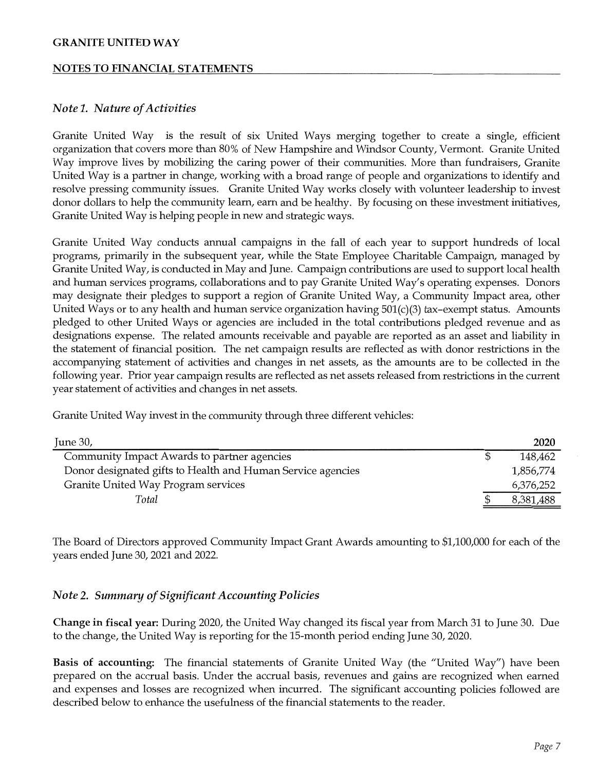GRANITE UNITED WAY

NOTES TO FINANCIAL STATEMENTS

## *Note 1. Nature of Activities*

Granite United Way is the result of six United Ways merging together to create a single, efficient organization that covers more than 80% of New Hampshire and Windsor County, Vermont. Granite United Way improve lives by mobilizing the caring power of their communities. More than fundraisers, Granite United Way is a partner in change, working with a broad range of people and organizations to identify and resolve pressing community issues. Granite United Way works closely with volunteer leadership to invest donor dollars to help the community learn, earn and be healthy. By focusing on these investment initiatives, Granite United Way is helping people in new and strategic ways.

Granite United Way conducts annual campaigns in the fall of each year to support hundreds of local programs, primarily in the subsequent year, while the State Employee Charitable Campaign, managed by Granite United Way, is conducted in May and June. Campaign contributions are used to support local health and human services programs, collaborations and to pay Granite United Way's operating expenses. Donors may designate their pledges to support a region of Granite United Way, a Community Impact area, other United Ways or to any health and human service organization having 501(c)(3) tax-exempt status. Amounts pledged to other United Ways or agencies are included in the total contributions pledged revenue and as designations expense. The related amounts receivable and payable are reported as an asset and liability in the statement of financial position. The net campaign results are reflected as with donor restrictions in the accompanying statement of activities and changes in net assets, as the amounts are to be collected in the following year. Prior year campaign results are reflected as net assets released from restrictions in the current year statement of activities and changes in net assets.

Granite United Way invest in the community through three different vehicles:

| June 30, | 2020 |
|---|---|
| Community Impact Awards to partner agencies | $ 148,462 |
| Donor designated gifts to Health and Human Service agencies | 1,856,774 |
| Granite United Way Program services | 6,376,252 |
| *Total* | $ 8,381,488 |

The Board of Directors approved Community Impact Grant Awards amounting to $1,100,000 for each of the years ended June 30, 2021 and 2022.

## *Note 2. Summary of Significant Accounting Policies*

**Change in fiscal year:** During 2020, the United Way changed its fiscal year from March 31 to June 30. Due to the change, the United Way is reporting for the 15-month period ending June 30, 2020.

**Basis of accounting:** The financial statements of Granite United Way (the "United Way") have been prepared on the accrual basis. Under the accrual basis, revenues and gains are recognized when earned and expenses and losses are recognized when incurred. The significant accounting policies followed are described below to enhance the usefulness of the financial statements to the reader.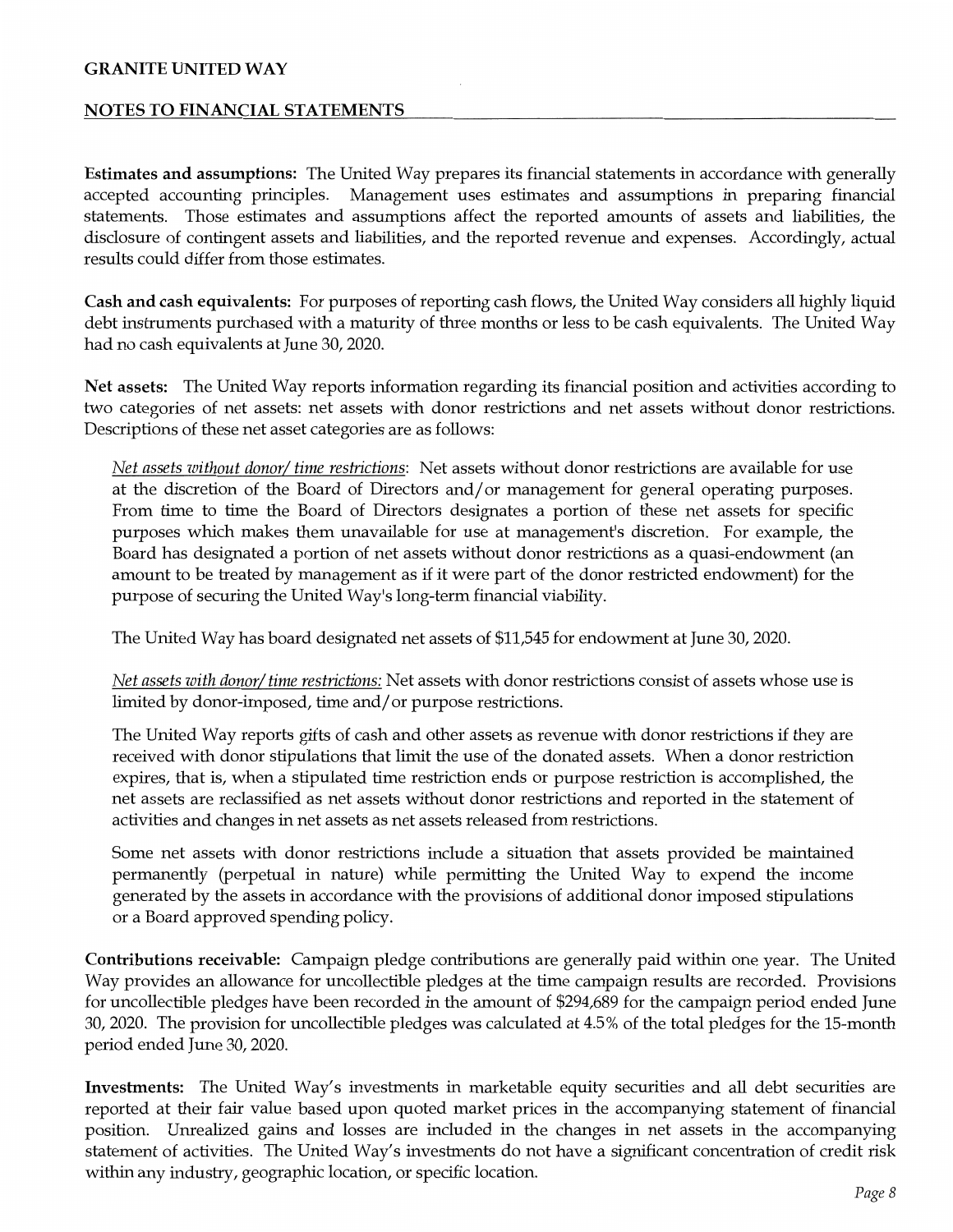**Estimates and assumptions:** The United Way prepares its financial statements in accordance with generally accepted accounting principles. Management uses estimates and assumptions in preparing financial statements. Those estimates and assumptions affect the reported amounts of assets and liabilities, the disclosure of contingent assets and liabilities, and the reported revenue and expenses. Accordingly, actual results could differ from those estimates.

**Cash and cash equivalents:** For purposes of reporting cash flows, the United Way considers all highly liquid debt instruments purchased with a maturity of three months or less to be cash equivalents. The United Way had no cash equivalents at June 30, 2020.

**Net assets:** The United Way reports information regarding its financial position and activities according to two categories of net assets: net assets with donor restrictions and net assets without donor restrictions. Descriptions of these net asset categories are as follows:

*Net assets without donor/ time restrictions*: Net assets without donor restrictions are available for use at the discretion of the Board of Directors and/or management for general operating purposes. From time to time the Board of Directors designates a portion of these net assets for specific purposes which makes them unavailable for use at management's discretion. For example, the Board has designated a portion of net assets without donor restrictions as a quasi-endowment (an amount to be treated by management as if it were part of the donor restricted endowment) for the purpose of securing the United Way's long-term financial viability.

The United Way has board designated net assets of $11,545 for endowment at June 30, 2020.

*Net assets with donor/ time restrictions:* Net assets with donor restrictions consist of assets whose use is limited by donor-imposed, time and/or purpose restrictions.

The United Way reports gifts of cash and other assets as revenue with donor restrictions if they are received with donor stipulations that limit the use of the donated assets. When a donor restriction expires, that is, when a stipulated time restriction ends or purpose restriction is accomplished, the net assets are reclassified as net assets without donor restrictions and reported in the statement of activities and changes in net assets as net assets released from restrictions.

Some net assets with donor restrictions include a situation that assets provided be maintained permanently (perpetual in nature) while permitting the United Way to expend the income generated by the assets in accordance with the provisions of additional donor imposed stipulations or a Board approved spending policy.

**Contributions receivable:** Campaign pledge contributions are generally paid within one year. The United Way provides an allowance for uncollectible pledges at the time campaign results are recorded. Provisions for uncollectible pledges have been recorded in the amount of $294,689 for the campaign period ended June 30, 2020. The provision for uncollectible pledges was calculated at 4.5% of the total pledges for the 15-month period ended June 30, 2020.

**Investments:** The United Way's investments in marketable equity securities and all debt securities are reported at their fair value based upon quoted market prices in the accompanying statement of financial position. Unrealized gains and losses are included in the changes in net assets in the accompanying statement of activities. The United Way's investments do not have a significant concentration of credit risk within any industry, geographic location, or specific location.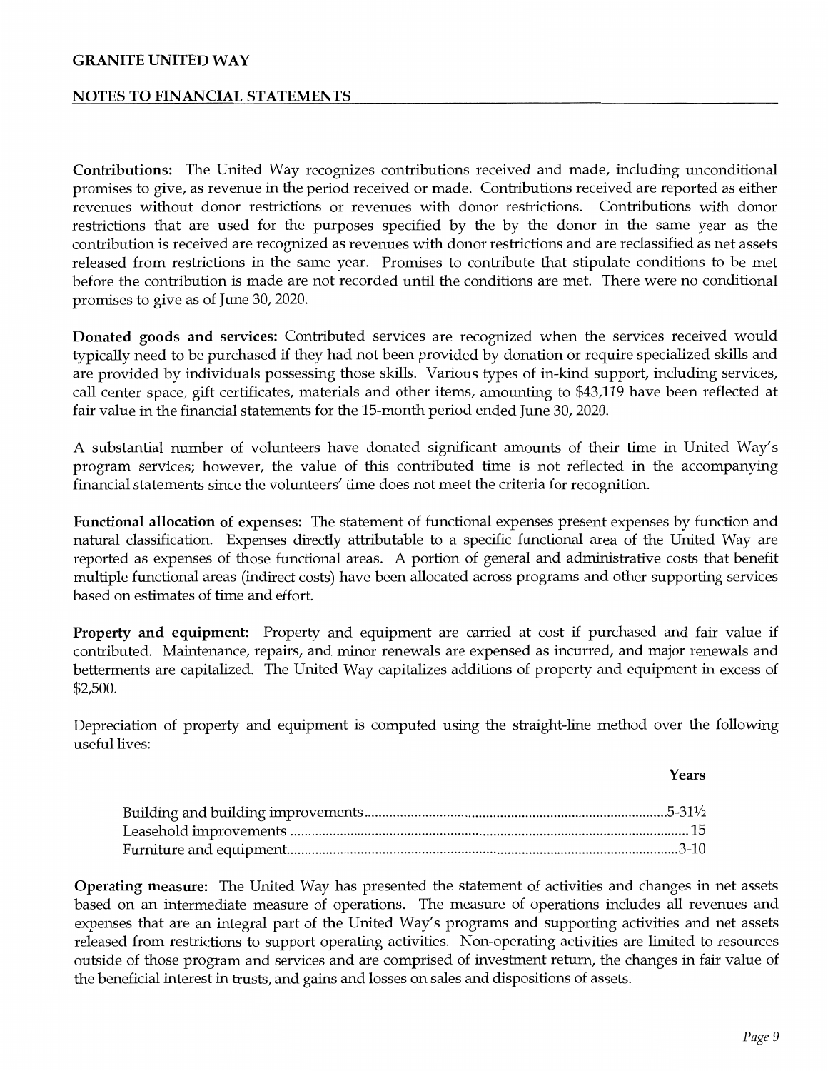**Contributions:** The United Way recognizes contributions received and made, including unconditional promises to give, as revenue in the period received or made. Contributions received are reported as either revenues without donor restrictions or revenues with donor restrictions. Contributions with donor restrictions that are used for the purposes specified by the by the donor in the same year as the contribution is received are recognized as revenues with donor restrictions and are reclassified as net assets released from restrictions in the same year. Promises to contribute that stipulate conditions to be met before the contribution is made are not recorded until the conditions are met. There were no conditional promises to give as of June 30, 2020.

**Donated goods and services:** Contributed services are recognized when the services received would typically need to be purchased if they had not been provided by donation or require specialized skills and are provided by individuals possessing those skills. Various types of in-kind support, including services, call center space, gift certificates, materials and other items, amounting to $43,119 have been reflected at fair value in the financial statements for the 15-month period ended June 30, 2020.

A substantial number of volunteers have donated significant amounts of their time in United Way's program services; however, the value of this contributed time is not reflected in the accompanying financial statements since the volunteers' time does not meet the criteria for recognition.

**Functional allocation of expenses:** The statement of functional expenses present expenses by function and natural classification. Expenses directly attributable to a specific functional area of the United Way are reported as expenses of those functional areas. A portion of general and administrative costs that benefit multiple functional areas (indirect costs) have been allocated across programs and other supporting services based on estimates of time and effort.

**Property and equipment:** Property and equipment are carried at cost if purchased and fair value if contributed. Maintenance, repairs, and minor renewals are expensed as incurred, and major renewals and betterments are capitalized. The United Way capitalizes additions of property and equipment in excess of $2,500.

Depreciation of property and equipment is computed using the straight-line method over the following useful lives:

| | Years |
|---|---|
| Building and building improvements | 5-31½ |
| Leasehold improvements | 15 |
| Furniture and equipment | 3-10 |

**Operating measure:** The United Way has presented the statement of activities and changes in net assets based on an intermediate measure of operations. The measure of operations includes all revenues and expenses that are an integral part of the United Way's programs and supporting activities and net assets released from restrictions to support operating activities. Non-operating activities are limited to resources outside of those program and services and are comprised of investment return, the changes in fair value of the beneficial interest in trusts, and gains and losses on sales and dispositions of assets.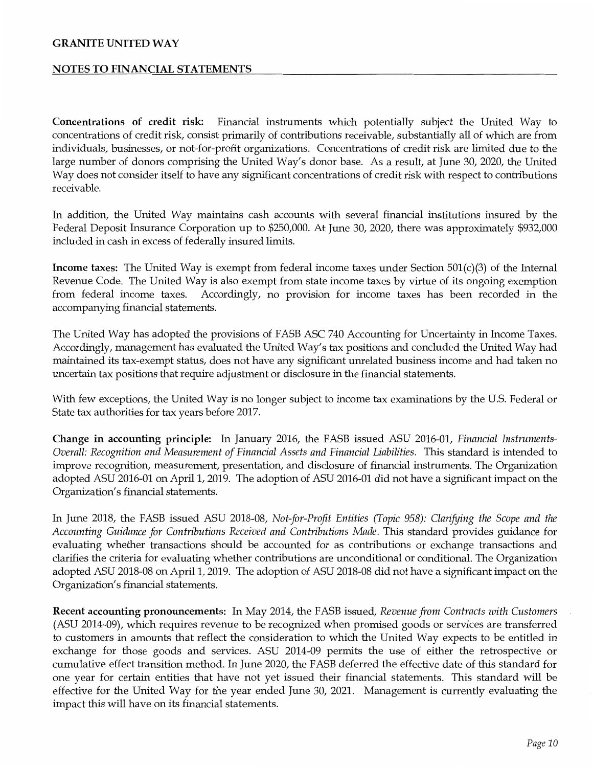**Concentrations of credit risk:** Financial instruments which potentially subject the United Way to concentrations of credit risk, consist primarily of contributions receivable, substantially all of which are from individuals, businesses, or not-for-profit organizations. Concentrations of credit risk are limited due to the large number of donors comprising the United Way's donor base. As a result, at June 30, 2020, the United Way does not consider itself to have any significant concentrations of credit risk with respect to contributions receivable.

In addition, the United Way maintains cash accounts with several financial institutions insured by the Federal Deposit Insurance Corporation up to $250,000. At June 30, 2020, there was approximately $932,000 included in cash in excess of federally insured limits.

**Income taxes:** The United Way is exempt from federal income taxes under Section 501(c)(3) of the Internal Revenue Code. The United Way is also exempt from state income taxes by virtue of its ongoing exemption from federal income taxes. Accordingly, no provision for income taxes has been recorded in the accompanying financial statements.

The United Way has adopted the provisions of FASB ASC 740 Accounting for Uncertainty in Income Taxes. Accordingly, management has evaluated the United Way's tax positions and concluded the United Way had maintained its tax-exempt status, does not have any significant unrelated business income and had taken no uncertain tax positions that require adjustment or disclosure in the financial statements.

With few exceptions, the United Way is no longer subject to income tax examinations by the U.S. Federal or State tax authorities for tax years before 2017.

**Change in accounting principle:** In January 2016, the FASB issued ASU 2016-01, *Financial Instruments-Overall: Recognition and Measurement of Financial Assets and Financial Liabilities*. This standard is intended to improve recognition, measurement, presentation, and disclosure of financial instruments. The Organization adopted ASU 2016-01 on April 1, 2019. The adoption of ASU 2016-01 did not have a significant impact on the Organization's financial statements.

In June 2018, the FASB issued ASU 2018-08, *Not-for-Profit Entities (Topic 958): Clarifying the Scope and the Accounting Guidance for Contributions Received and Contributions Made*. This standard provides guidance for evaluating whether transactions should be accounted for as contributions or exchange transactions and clarifies the criteria for evaluating whether contributions are unconditional or conditional. The Organization adopted ASU 2018-08 on April 1, 2019. The adoption of ASU 2018-08 did not have a significant impact on the Organization's financial statements.

**Recent accounting pronouncements:** In May 2014, the FASB issued, *Revenue from Contracts with Customers* (ASU 2014-09), which requires revenue to be recognized when promised goods or services are transferred to customers in amounts that reflect the consideration to which the United Way expects to be entitled in exchange for those goods and services. ASU 2014-09 permits the use of either the retrospective or cumulative effect transition method. In June 2020, the FASB deferred the effective date of this standard for one year for certain entities that have not yet issued their financial statements. This standard will be effective for the United Way for the year ended June 30, 2021. Management is currently evaluating the impact this will have on its financial statements.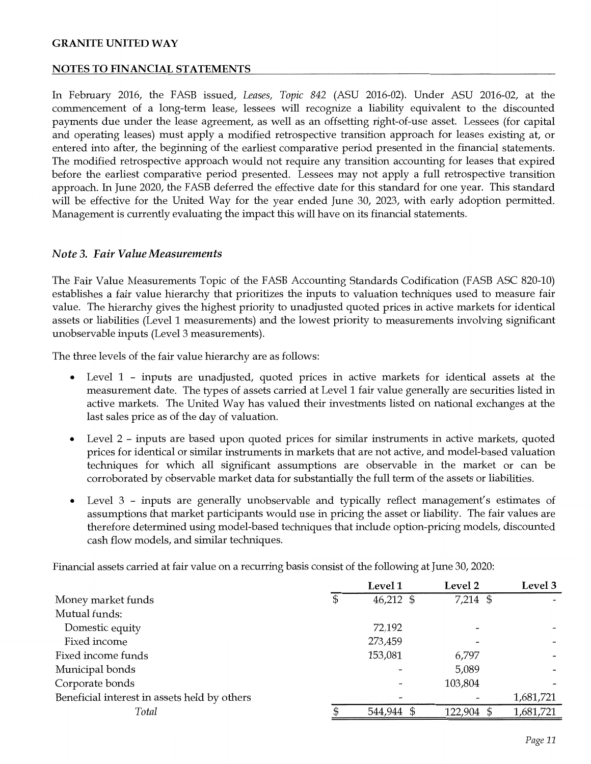In February 2016, the FASB issued, *Leases, Topic 842* (ASU 2016-02). Under ASU 2016-02, at the commencement of a long-term lease, lessees will recognize a liability equivalent to the discounted payments due under the lease agreement, as well as an offsetting right-of-use asset. Lessees (for capital and operating leases) must apply a modified retrospective transition approach for leases existing at, or entered into after, the beginning of the earliest comparative period presented in the financial statements. The modified retrospective approach would not require any transition accounting for leases that expired before the earliest comparative period presented. Lessees may not apply a full retrospective transition approach. In June 2020, the FASB deferred the effective date for this standard for one year. This standard will be effective for the United Way for the year ended June 30, 2023, with early adoption permitted. Management is currently evaluating the impact this will have on its financial statements.

### *Note 3. Fair Value Measurements*

The Fair Value Measurements Topic of the FASB Accounting Standards Codification (FASB ASC 820-10) establishes a fair value hierarchy that prioritizes the inputs to valuation techniques used to measure fair value. The hierarchy gives the highest priority to unadjusted quoted prices in active markets for identical assets or liabilities (Level 1 measurements) and the lowest priority to measurements involving significant unobservable inputs (Level 3 measurements).

The three levels of the fair value hierarchy are as follows:

- Level 1 – inputs are unadjusted, quoted prices in active markets for identical assets at the measurement date. The types of assets carried at Level 1 fair value generally are securities listed in active markets. The United Way has valued their investments listed on national exchanges at the last sales price as of the day of valuation.
- Level 2 – inputs are based upon quoted prices for similar instruments in active markets, quoted prices for identical or similar instruments in markets that are not active, and model-based valuation techniques for which all significant assumptions are observable in the market or can be corroborated by observable market data for substantially the full term of the assets or liabilities.
- Level 3 – inputs are generally unobservable and typically reflect management's estimates of assumptions that market participants would use in pricing the asset or liability. The fair values are therefore determined using model-based techniques that include option-pricing models, discounted cash flow models, and similar techniques.

Financial assets carried at fair value on a recurring basis consist of the following at June 30, 2020:

| | Level 1 | Level 2 | Level 3 |
|---|---|---|---|
| Money market funds | $ 46,212 | $ 7,214 | $ - |
| Mutual funds: | | | |
| Domestic equity | 72,192 | - | - |
| Fixed income | 273,459 | - | - |
| Fixed income funds | 153,081 | 6,797 | - |
| Municipal bonds | - | 5,089 | - |
| Corporate bonds | - | 103,804 | - |
| Beneficial interest in assets held by others | - | - | 1,681,721 |
| *Total* | $ 544,944 | $ 122,904 | $ 1,681,721 |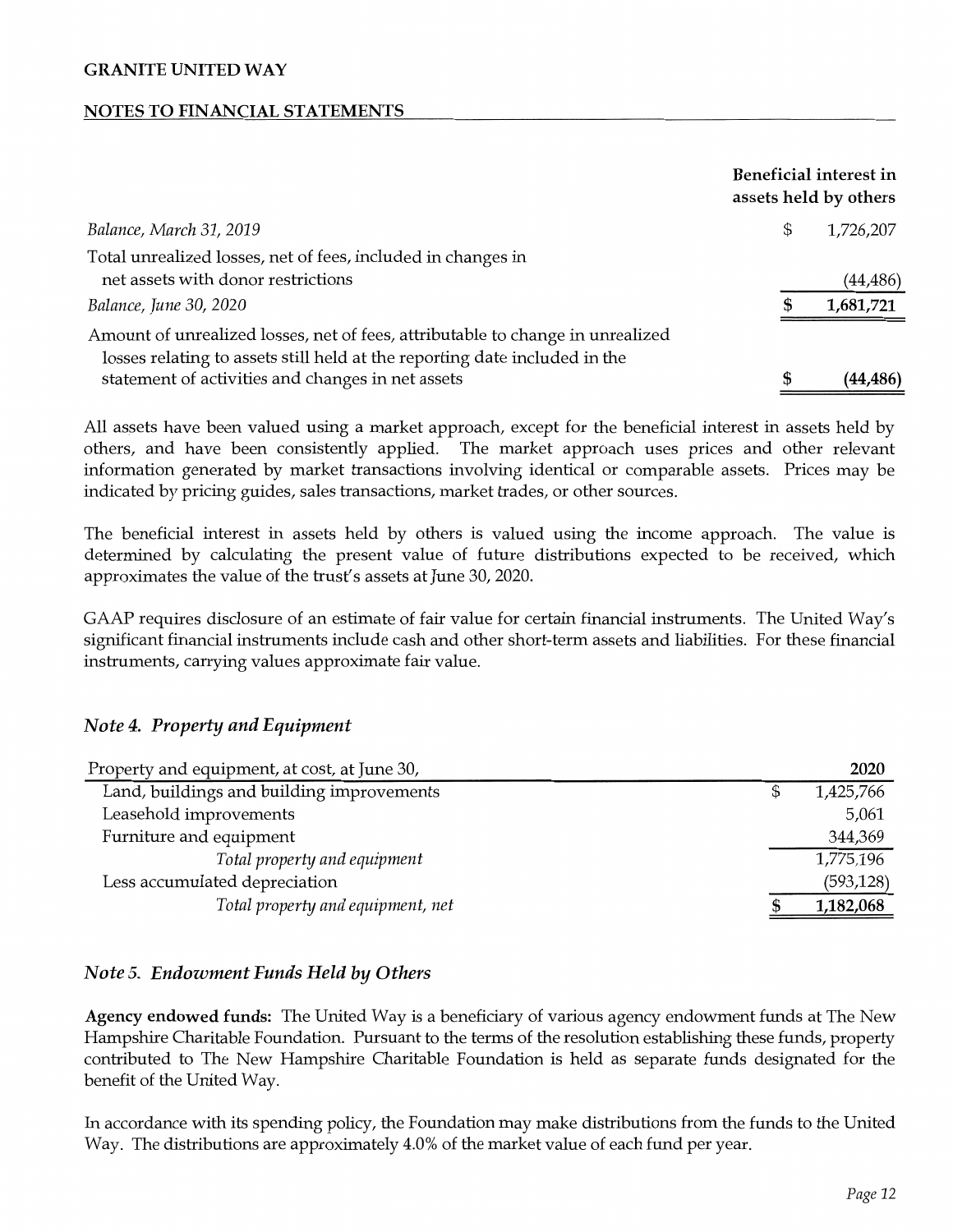|  | Beneficial interest in assets held by others |
|---|---|
| *Balance, March 31, 2019* | $ 1,726,207 |
| Total unrealized losses, net of fees, included in changes in net assets with donor restrictions | (44,486) |
| *Balance, June 30, 2020* | **$ 1,681,721** |
| Amount of unrealized losses, net of fees, attributable to change in unrealized losses relating to assets still held at the reporting date included in the statement of activities and changes in net assets | **$ (44,486)** |

All assets have been valued using a market approach, except for the beneficial interest in assets held by others, and have been consistently applied. The market approach uses prices and other relevant information generated by market transactions involving identical or comparable assets. Prices may be indicated by pricing guides, sales transactions, market trades, or other sources.

The beneficial interest in assets held by others is valued using the income approach. The value is determined by calculating the present value of future distributions expected to be received, which approximates the value of the trust's assets at June 30, 2020.

GAAP requires disclosure of an estimate of fair value for certain financial instruments. The United Way's significant financial instruments include cash and other short-term assets and liabilities. For these financial instruments, carrying values approximate fair value.

## *Note 4. Property and Equipment*

| Property and equipment, at cost, at June 30, | 2020 |
|---|---|
| Land, buildings and building improvements | $ 1,425,766 |
| Leasehold improvements | 5,061 |
| Furniture and equipment | 344,369 |
| *Total property and equipment* | 1,775,196 |
| Less accumulated depreciation | (593,128) |
| *Total property and equipment, net* | **$ 1,182,068** |

## *Note 5. Endowment Funds Held by Others*

**Agency endowed funds:** The United Way is a beneficiary of various agency endowment funds at The New Hampshire Charitable Foundation. Pursuant to the terms of the resolution establishing these funds, property contributed to The New Hampshire Charitable Foundation is held as separate funds designated for the benefit of the United Way.

In accordance with its spending policy, the Foundation may make distributions from the funds to the United Way. The distributions are approximately 4.0% of the market value of each fund per year.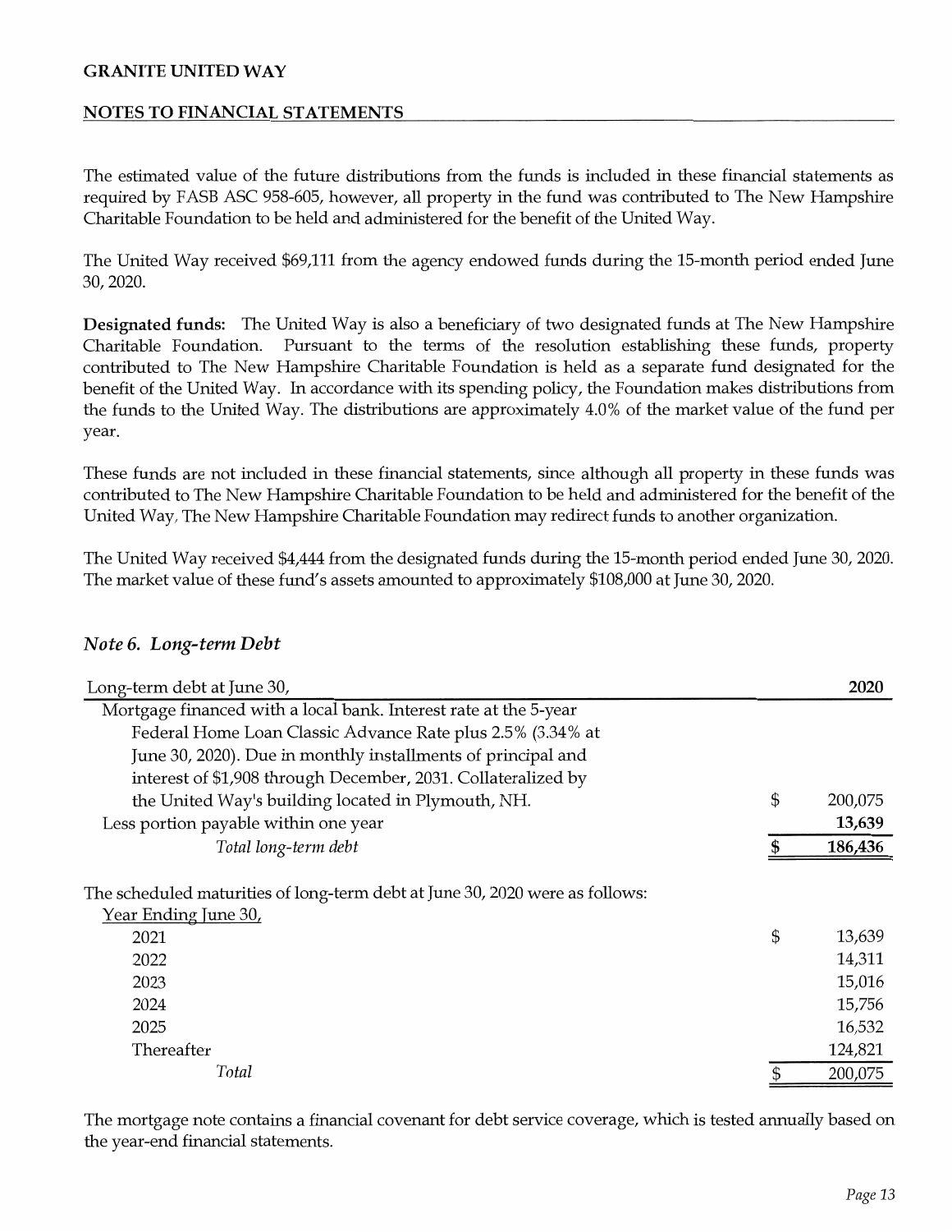The estimated value of the future distributions from the funds is included in these financial statements as required by FASB ASC 958-605, however, all property in the fund was contributed to The New Hampshire Charitable Foundation to be held and administered for the benefit of the United Way.

The United Way received $69,111 from the agency endowed funds during the 15-month period ended June 30, 2020.

**Designated funds:** The United Way is also a beneficiary of two designated funds at The New Hampshire Charitable Foundation. Pursuant to the terms of the resolution establishing these funds, property contributed to The New Hampshire Charitable Foundation is held as a separate fund designated for the benefit of the United Way. In accordance with its spending policy, the Foundation makes distributions from the funds to the United Way. The distributions are approximately 4.0% of the market value of the fund per year.

These funds are not included in these financial statements, since although all property in these funds was contributed to The New Hampshire Charitable Foundation to be held and administered for the benefit of the United Way, The New Hampshire Charitable Foundation may redirect funds to another organization.

The United Way received $4,444 from the designated funds during the 15-month period ended June 30, 2020. The market value of these fund's assets amounted to approximately $108,000 at June 30, 2020.

## *Note 6. Long-term Debt*

| Long-term debt at June 30, | 2020 |
|---|---|
| Mortgage financed with a local bank. Interest rate at the 5-year Federal Home Loan Classic Advance Rate plus 2.5% (3.34% at June 30, 2020). Due in monthly installments of principal and interest of $1,908 through December, 2031. Collateralized by the United Way's building located in Plymouth, NH. | $ 200,075 |
| Less portion payable within one year | **13,639** |
| *Total long-term debt* | **$ 186,436** |

The scheduled maturities of long-term debt at June 30, 2020 were as follows:

| Year Ending June 30, | |
|---|---|
| 2021 | $ 13,639 |
| 2022 | 14,311 |
| 2023 | 15,016 |
| 2024 | 15,756 |
| 2025 | 16,532 |
| Thereafter | 124,821 |
| *Total* | $ 200,075 |

The mortgage note contains a financial covenant for debt service coverage, which is tested annually based on the year-end financial statements.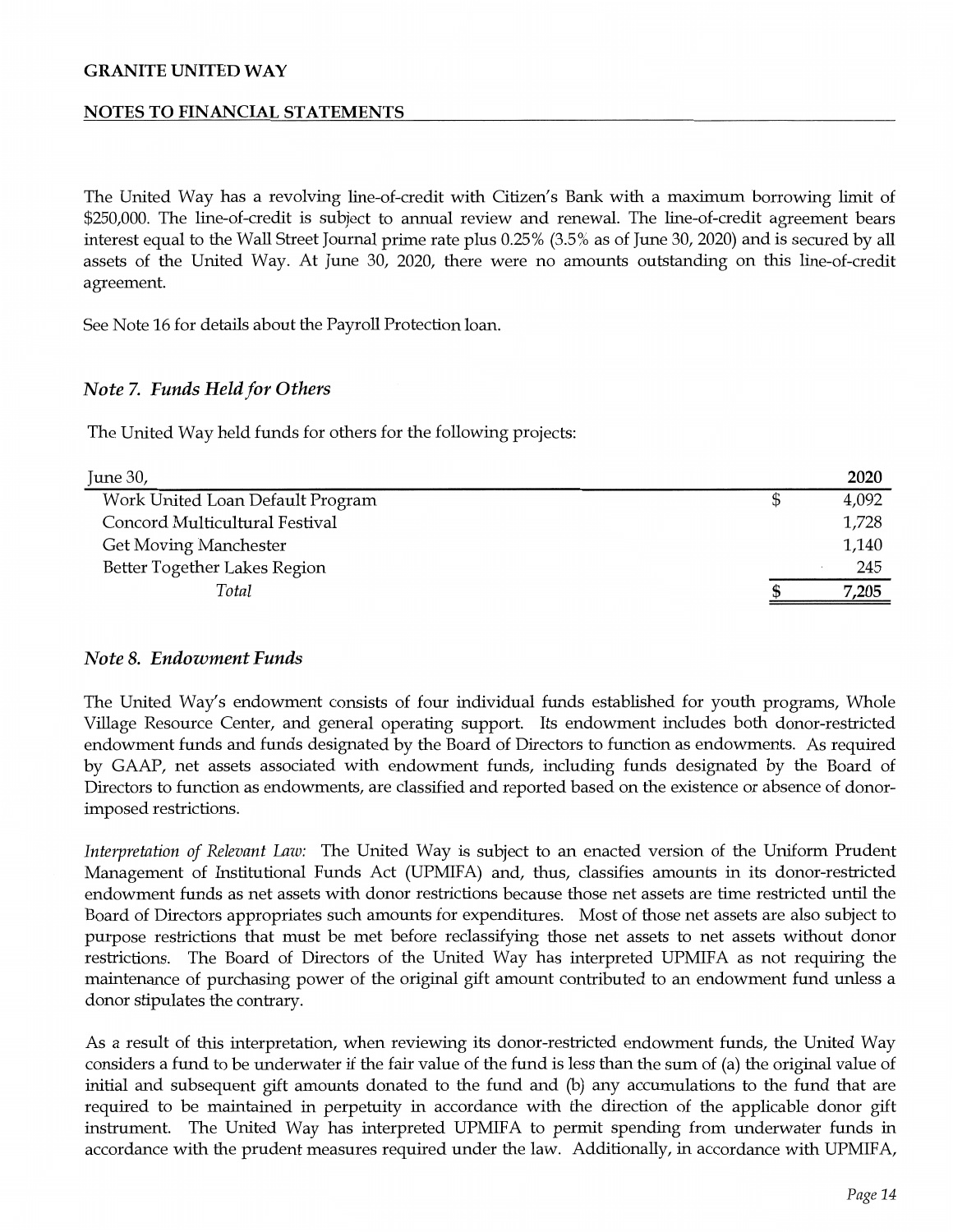The United Way has a revolving line-of-credit with Citizen's Bank with a maximum borrowing limit of $250,000. The line-of-credit is subject to annual review and renewal. The line-of-credit agreement bears interest equal to the Wall Street Journal prime rate plus 0.25% (3.5% as of June 30, 2020) and is secured by all assets of the United Way. At June 30, 2020, there were no amounts outstanding on this line-of-credit agreement.

See Note 16 for details about the Payroll Protection loan.

### *Note 7. Funds Held for Others*

The United Way held funds for others for the following projects:

| June 30, | 2020 |
|---|---|
| Work United Loan Default Program | $ 4,092 |
| Concord Multicultural Festival | 1,728 |
| Get Moving Manchester | 1,140 |
| Better Together Lakes Region | 245 |
| *Total* | $ 7,205 |

### *Note 8. Endowment Funds*

The United Way's endowment consists of four individual funds established for youth programs, Whole Village Resource Center, and general operating support. Its endowment includes both donor-restricted endowment funds and funds designated by the Board of Directors to function as endowments. As required by GAAP, net assets associated with endowment funds, including funds designated by the Board of Directors to function as endowments, are classified and reported based on the existence or absence of donor-imposed restrictions.

*Interpretation of Relevant Law:* The United Way is subject to an enacted version of the Uniform Prudent Management of Institutional Funds Act (UPMIFA) and, thus, classifies amounts in its donor-restricted endowment funds as net assets with donor restrictions because those net assets are time restricted until the Board of Directors appropriates such amounts for expenditures. Most of those net assets are also subject to purpose restrictions that must be met before reclassifying those net assets to net assets without donor restrictions. The Board of Directors of the United Way has interpreted UPMIFA as not requiring the maintenance of purchasing power of the original gift amount contributed to an endowment fund unless a donor stipulates the contrary.

As a result of this interpretation, when reviewing its donor-restricted endowment funds, the United Way considers a fund to be underwater if the fair value of the fund is less than the sum of (a) the original value of initial and subsequent gift amounts donated to the fund and (b) any accumulations to the fund that are required to be maintained in perpetuity in accordance with the direction of the applicable donor gift instrument. The United Way has interpreted UPMIFA to permit spending from underwater funds in accordance with the prudent measures required under the law. Additionally, in accordance with UPMIFA,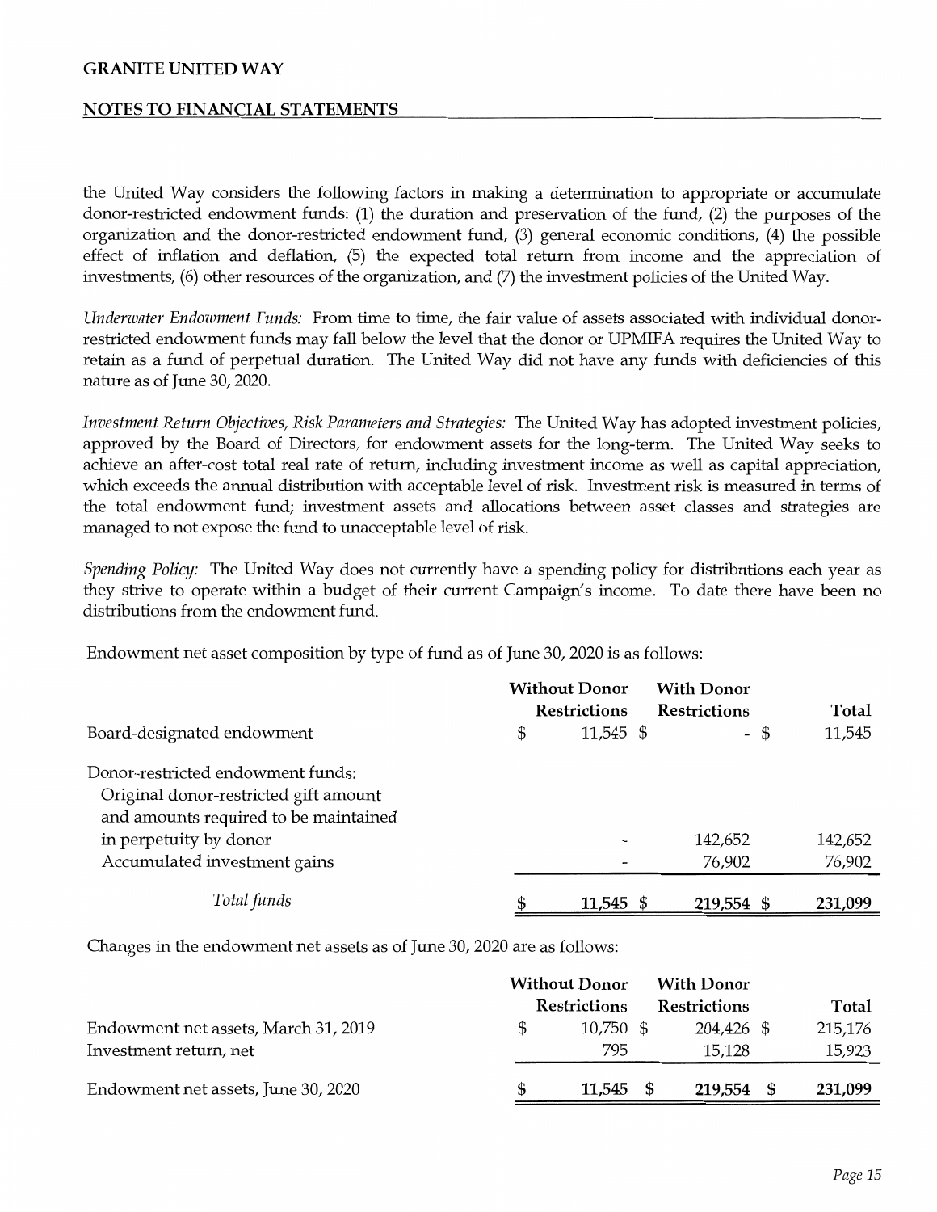the United Way considers the following factors in making a determination to appropriate or accumulate donor-restricted endowment funds: (1) the duration and preservation of the fund, (2) the purposes of the organization and the donor-restricted endowment fund, (3) general economic conditions, (4) the possible effect of inflation and deflation, (5) the expected total return from income and the appreciation of investments, (6) other resources of the organization, and (7) the investment policies of the United Way.

*Underwater Endowment Funds:* From time to time, the fair value of assets associated with individual donor-restricted endowment funds may fall below the level that the donor or UPMIFA requires the United Way to retain as a fund of perpetual duration. The United Way did not have any funds with deficiencies of this nature as of June 30, 2020.

*Investment Return Objectives, Risk Parameters and Strategies:* The United Way has adopted investment policies, approved by the Board of Directors, for endowment assets for the long-term. The United Way seeks to achieve an after-cost total real rate of return, including investment income as well as capital appreciation, which exceeds the annual distribution with acceptable level of risk. Investment risk is measured in terms of the total endowment fund; investment assets and allocations between asset classes and strategies are managed to not expose the fund to unacceptable level of risk.

*Spending Policy:* The United Way does not currently have a spending policy for distributions each year as they strive to operate within a budget of their current Campaign's income. To date there have been no distributions from the endowment fund.

Endowment net asset composition by type of fund as of June 30, 2020 is as follows:

| | Without Donor Restrictions | With Donor Restrictions | Total |
|---|---|---|---|
| Board-designated endowment | $ 11,545 | $ - | $ 11,545 |
| Donor-restricted endowment funds: | | | |
| Original donor-restricted gift amount and amounts required to be maintained in perpetuity by donor | - | 142,652 | 142,652 |
| Accumulated investment gains | - | 76,902 | 76,902 |
| *Total funds* | **$ 11,545** | **$ 219,554** | **$ 231,099** |

Changes in the endowment net assets as of June 30, 2020 are as follows:

| | Without Donor Restrictions | With Donor Restrictions | Total |
|---|---|---|---|
| Endowment net assets, March 31, 2019 | $ 10,750 | $ 204,426 | $ 215,176 |
| Investment return, net | 795 | 15,128 | 15,923 |
| Endowment net assets, June 30, 2020 | **$ 11,545** | **$ 219,554** | **$ 231,099** |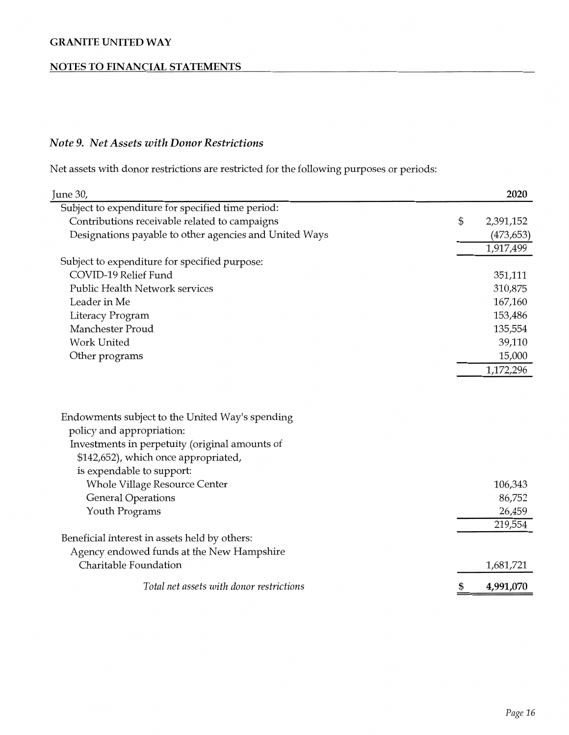## GRANITE UNITED WAY

**NOTES TO FINANCIAL STATEMENTS**

### *Note 9. Net Assets with Donor Restrictions*

Net assets with donor restrictions are restricted for the following purposes or periods:

| June 30, | 2020 |
|---|---|
| Subject to expenditure for specified time period: | |
| Contributions receivable related to campaigns | $ 2,391,152 |
| Designations payable to other agencies and United Ways | (473,653) |
| | 1,917,499 |
| Subject to expenditure for specified purpose: | |
| COVID-19 Relief Fund | 351,111 |
| Public Health Network services | 310,875 |
| Leader in Me | 167,160 |
| Literacy Program | 153,486 |
| Manchester Proud | 135,554 |
| Work United | 39,110 |
| Other programs | 15,000 |
| | 1,172,296 |
| Endowments subject to the United Way's spending policy and appropriation: | |
| Investments in perpetuity (original amounts of $142,652), which once appropriated, is expendable to support: | |
| Whole Village Resource Center | 106,343 |
| General Operations | 86,752 |
| Youth Programs | 26,459 |
| | 219,554 |
| Beneficial interest in assets held by others: | |
| Agency endowed funds at the New Hampshire Charitable Foundation | 1,681,721 |
| *Total net assets with donor restrictions* | **$ 4,991,070** |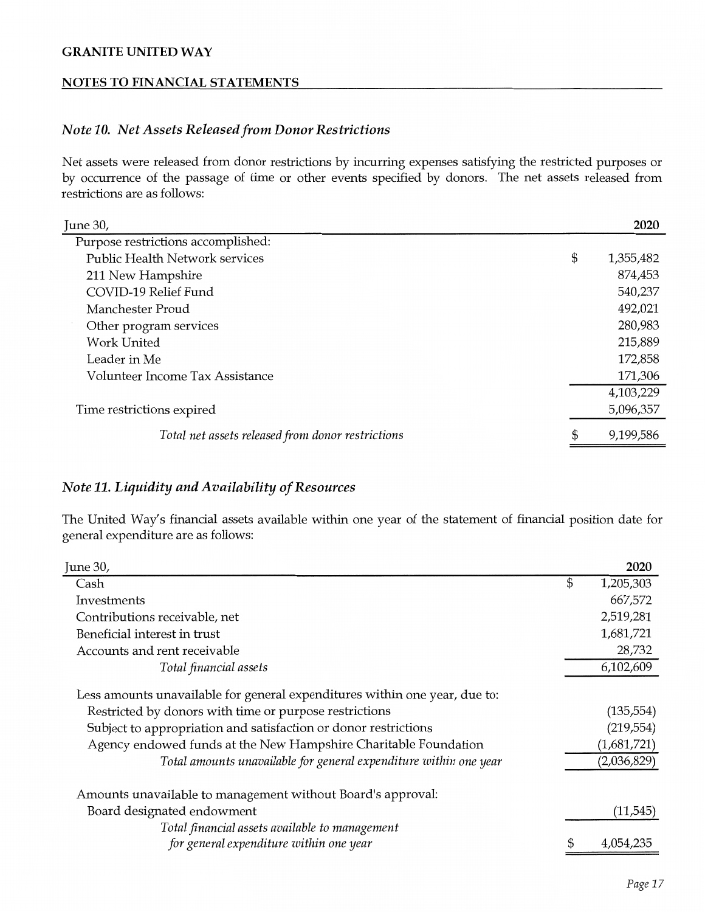## Note 10. *Net Assets Released from Donor Restrictions*

Net assets were released from donor restrictions by incurring expenses satisfying the restricted purposes or by occurrence of the passage of time or other events specified by donors. The net assets released from restrictions are as follows:

| June 30, | 2020 |
|---|---|
| Purpose restrictions accomplished: | |
| Public Health Network services | $ 1,355,482 |
| 211 New Hampshire | 874,453 |
| COVID-19 Relief Fund | 540,237 |
| Manchester Proud | 492,021 |
| Other program services | 280,983 |
| Work United | 215,889 |
| Leader in Me | 172,858 |
| Volunteer Income Tax Assistance | 171,306 |
| | 4,103,229 |
| Time restrictions expired | 5,096,357 |
| *Total net assets released from donor restrictions* | $ 9,199,586 |

## Note 11. *Liquidity and Availability of Resources*

The United Way's financial assets available within one year of the statement of financial position date for general expenditure are as follows:

| June 30, | 2020 |
|---|---|
| Cash | $ 1,205,303 |
| Investments | 667,572 |
| Contributions receivable, net | 2,519,281 |
| Beneficial interest in trust | 1,681,721 |
| Accounts and rent receivable | 28,732 |
| *Total financial assets* | 6,102,609 |
| Less amounts unavailable for general expenditures within one year, due to: | |
| Restricted by donors with time or purpose restrictions | (135,554) |
| Subject to appropriation and satisfaction or donor restrictions | (219,554) |
| Agency endowed funds at the New Hampshire Charitable Foundation | (1,681,721) |
| *Total amounts unavailable for general expenditure within one year* | (2,036,829) |
| Amounts unavailable to management without Board's approval: | |
| Board designated endowment | (11,545) |
| *Total financial assets available to management for general expenditure within one year* | $ 4,054,235 |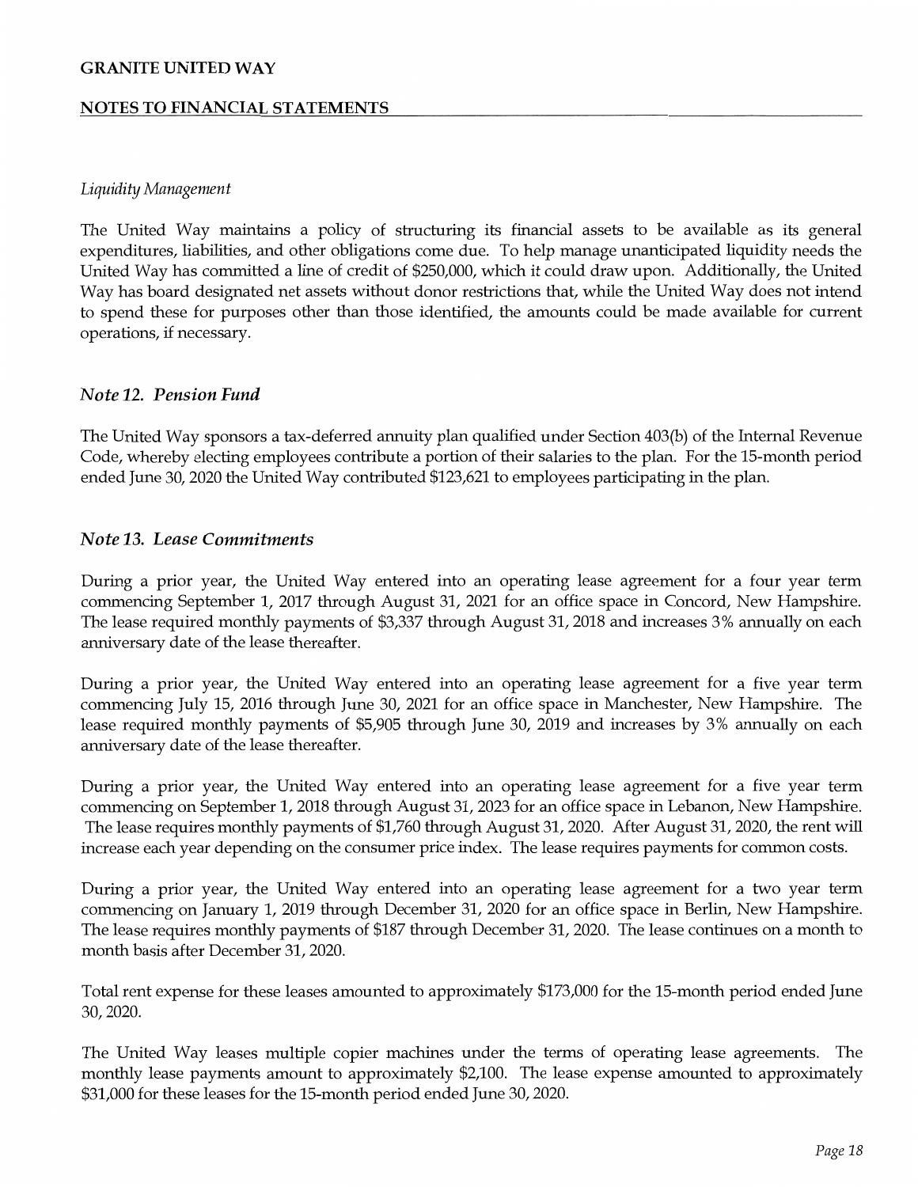*Liquidity Management*

The United Way maintains a policy of structuring its financial assets to be available as its general expenditures, liabilities, and other obligations come due. To help manage unanticipated liquidity needs the United Way has committed a line of credit of $250,000, which it could draw upon. Additionally, the United Way has board designated net assets without donor restrictions that, while the United Way does not intend to spend these for purposes other than those identified, the amounts could be made available for current operations, if necessary.

### *Note 12. Pension Fund*

The United Way sponsors a tax-deferred annuity plan qualified under Section 403(b) of the Internal Revenue Code, whereby electing employees contribute a portion of their salaries to the plan. For the 15-month period ended June 30, 2020 the United Way contributed $123,621 to employees participating in the plan.

### *Note 13. Lease Commitments*

During a prior year, the United Way entered into an operating lease agreement for a four year term commencing September 1, 2017 through August 31, 2021 for an office space in Concord, New Hampshire. The lease required monthly payments of $3,337 through August 31, 2018 and increases 3% annually on each anniversary date of the lease thereafter.

During a prior year, the United Way entered into an operating lease agreement for a five year term commencing July 15, 2016 through June 30, 2021 for an office space in Manchester, New Hampshire. The lease required monthly payments of $5,905 through June 30, 2019 and increases by 3% annually on each anniversary date of the lease thereafter.

During a prior year, the United Way entered into an operating lease agreement for a five year term commencing on September 1, 2018 through August 31, 2023 for an office space in Lebanon, New Hampshire. The lease requires monthly payments of $1,760 through August 31, 2020. After August 31, 2020, the rent will increase each year depending on the consumer price index. The lease requires payments for common costs.

During a prior year, the United Way entered into an operating lease agreement for a two year term commencing on January 1, 2019 through December 31, 2020 for an office space in Berlin, New Hampshire. The lease requires monthly payments of $187 through December 31, 2020. The lease continues on a month to month basis after December 31, 2020.

Total rent expense for these leases amounted to approximately $173,000 for the 15-month period ended June 30, 2020.

The United Way leases multiple copier machines under the terms of operating lease agreements. The monthly lease payments amount to approximately $2,100. The lease expense amounted to approximately $31,000 for these leases for the 15-month period ended June 30, 2020.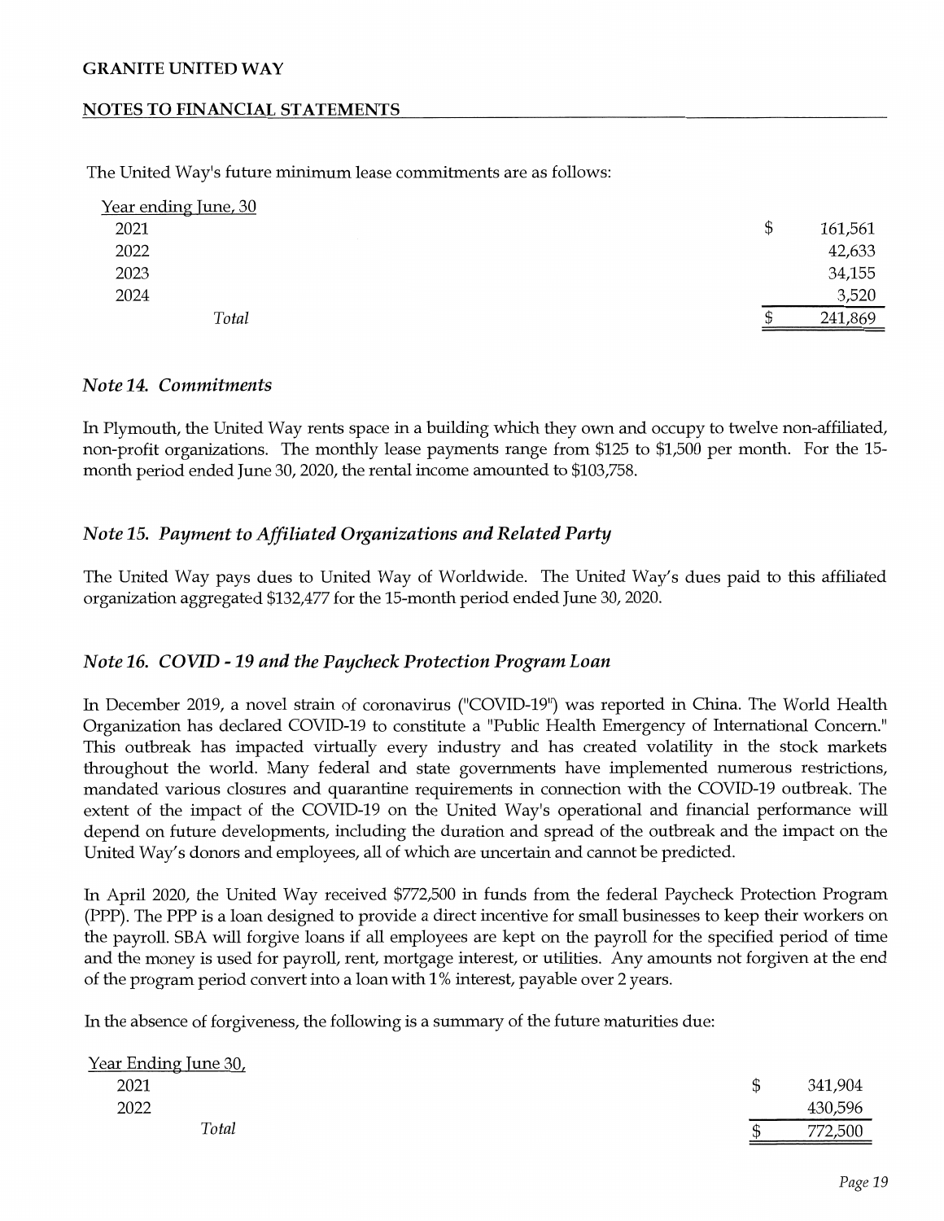The United Way's future minimum lease commitments are as follows:

| Year ending June, 30 | |
|---|---|
| 2021 | $ 161,561 |
| 2022 | 42,633 |
| 2023 | 34,155 |
| 2024 | 3,520 |
| *Total* | $ 241,869 |

### *Note 14. Commitments*

In Plymouth, the United Way rents space in a building which they own and occupy to twelve non-affiliated, non-profit organizations. The monthly lease payments range from $125 to $1,500 per month. For the 15-month period ended June 30, 2020, the rental income amounted to $103,758.

### *Note 15. Payment to Affiliated Organizations and Related Party*

The United Way pays dues to United Way of Worldwide. The United Way's dues paid to this affiliated organization aggregated $132,477 for the 15-month period ended June 30, 2020.

### *Note 16. COVID - 19 and the Paycheck Protection Program Loan*

In December 2019, a novel strain of coronavirus ("COVID-19") was reported in China. The World Health Organization has declared COVID-19 to constitute a "Public Health Emergency of International Concern." This outbreak has impacted virtually every industry and has created volatility in the stock markets throughout the world. Many federal and state governments have implemented numerous restrictions, mandated various closures and quarantine requirements in connection with the COVID-19 outbreak. The extent of the impact of the COVID-19 on the United Way's operational and financial performance will depend on future developments, including the duration and spread of the outbreak and the impact on the United Way's donors and employees, all of which are uncertain and cannot be predicted.

In April 2020, the United Way received $772,500 in funds from the federal Paycheck Protection Program (PPP). The PPP is a loan designed to provide a direct incentive for small businesses to keep their workers on the payroll. SBA will forgive loans if all employees are kept on the payroll for the specified period of time and the money is used for payroll, rent, mortgage interest, or utilities. Any amounts not forgiven at the end of the program period convert into a loan with 1% interest, payable over 2 years.

In the absence of forgiveness, the following is a summary of the future maturities due:

| Year Ending June 30, | |
|---|---|
| 2021 | $ 341,904 |
| 2022 | 430,596 |
| *Total* | $ 772,500 |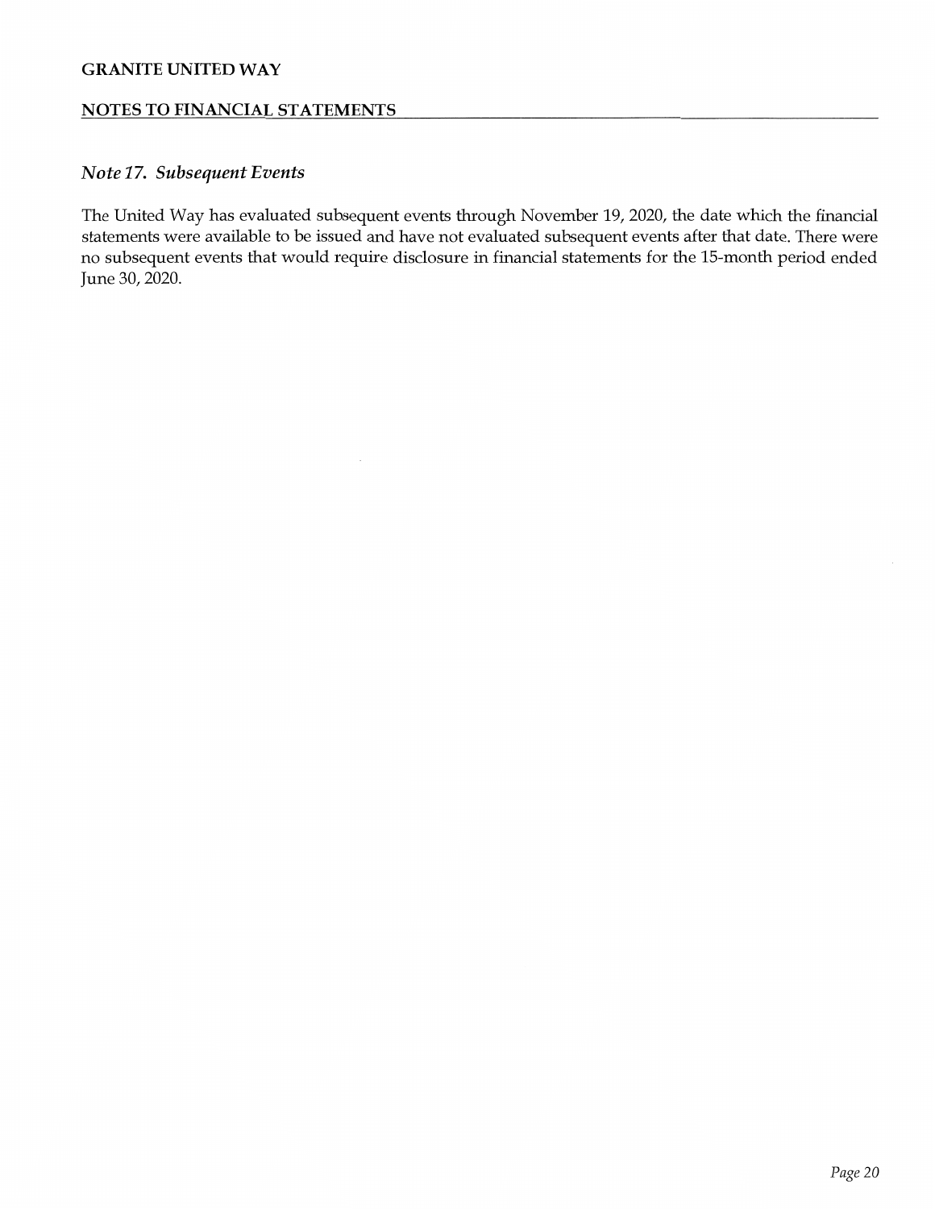### *Note 17. Subsequent Events*

The United Way has evaluated subsequent events through November 19, 2020, the date which the financial statements were available to be issued and have not evaluated subsequent events after that date. There were no subsequent events that would require disclosure in financial statements for the 15-month period ended June 30, 2020.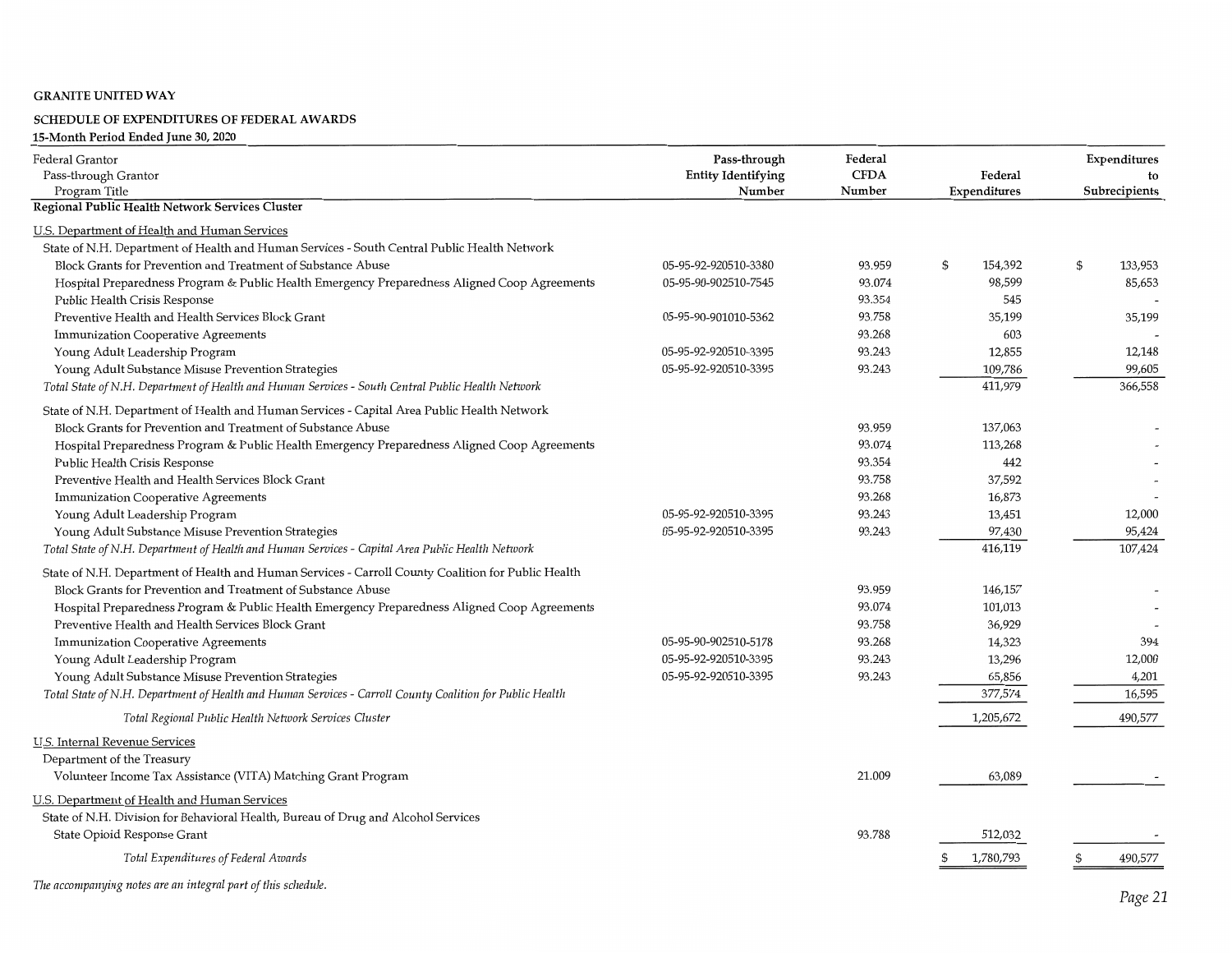GRANITE UNITED WAY

SCHEDULE OF EXPENDITURES OF FEDERAL AWARDS

15-Month Period Ended June 30, 2020

| Federal Grantor<br>Pass-through Grantor<br>Program Title | Pass-through Entity Identifying Number | Federal CFDA Number | Federal Expenditures | Expenditures to Subrecipients |
|---|---|---|---|---|
| **Regional Public Health Network Services Cluster** | | | | |
| U.S. Department of Health and Human Services | | | | |
| State of N.H. Department of Health and Human Services - South Central Public Health Network | | | | |
| Block Grants for Prevention and Treatment of Substance Abuse | 05-95-92-920510-3380 | 93.959 | $ 154,392 | $ 133,953 |
| Hospital Preparedness Program & Public Health Emergency Preparedness Aligned Coop Agreements | 05-95-90-902510-7545 | 93.074 | 98,599 | 85,653 |
| Public Health Crisis Response | | 93.354 | 545 | - |
| Preventive Health and Health Services Block Grant | 05-95-90-901010-5362 | 93.758 | 35,199 | 35,199 |
| Immunization Cooperative Agreements | | 93.268 | 603 | - |
| Young Adult Leadership Program | 05-95-92-920510-3395 | 93.243 | 12,855 | 12,148 |
| Young Adult Substance Misuse Prevention Strategies | 05-95-92-920510-3395 | 93.243 | 109,786 | 99,605 |
| *Total State of N.H. Department of Health and Human Services - South Central Public Health Network* | | | 411,979 | 366,558 |
| State of N.H. Department of Health and Human Services - Capital Area Public Health Network | | | | |
| Block Grants for Prevention and Treatment of Substance Abuse | | 93.959 | 137,063 | - |
| Hospital Preparedness Program & Public Health Emergency Preparedness Aligned Coop Agreements | | 93.074 | 113,268 | - |
| Public Health Crisis Response | | 93.354 | 442 | - |
| Preventive Health and Health Services Block Grant | | 93.758 | 37,592 | - |
| Immunization Cooperative Agreements | | 93.268 | 16,873 | - |
| Young Adult Leadership Program | 05-95-92-920510-3395 | 93.243 | 13,451 | 12,000 |
| Young Adult Substance Misuse Prevention Strategies | 05-95-92-920510-3395 | 93.243 | 97,430 | 95,424 |
| *Total State of N.H. Department of Health and Human Services - Capital Area Public Health Network* | | | 416,119 | 107,424 |
| State of N.H. Department of Health and Human Services - Carroll County Coalition for Public Health | | | | |
| Block Grants for Prevention and Treatment of Substance Abuse | | 93.959 | 146,157 | - |
| Hospital Preparedness Program & Public Health Emergency Preparedness Aligned Coop Agreements | | 93.074 | 101,013 | - |
| Preventive Health and Health Services Block Grant | | 93.758 | 36,929 | - |
| Immunization Cooperative Agreements | 05-95-90-902510-5178 | 93.268 | 14,323 | 394 |
| Young Adult Leadership Program | 05-95-92-920510-3395 | 93.243 | 13,296 | 12,000 |
| Young Adult Substance Misuse Prevention Strategies | 05-95-92-920510-3395 | 93.243 | 65,856 | 4,201 |
| *Total State of N.H. Department of Health and Human Services - Carroll County Coalition for Public Health* | | | 377,574 | 16,595 |
| *Total Regional Public Health Network Services Cluster* | | | 1,205,672 | 490,577 |
| U.S. Internal Revenue Services | | | | |
| Department of the Treasury | | | | |
| Volunteer Income Tax Assistance (VITA) Matching Grant Program | | 21.009 | 63,089 | - |
| U.S. Department of Health and Human Services | | | | |
| State of N.H. Division for Behavioral Health, Bureau of Drug and Alcohol Services | | | | |
| State Opioid Response Grant | | 93.788 | 512,032 | - |
| *Total Expenditures of Federal Awards* | | | $ 1,780,793 | $ 490,577 |

*The accompanying notes are an integral part of this schedule.*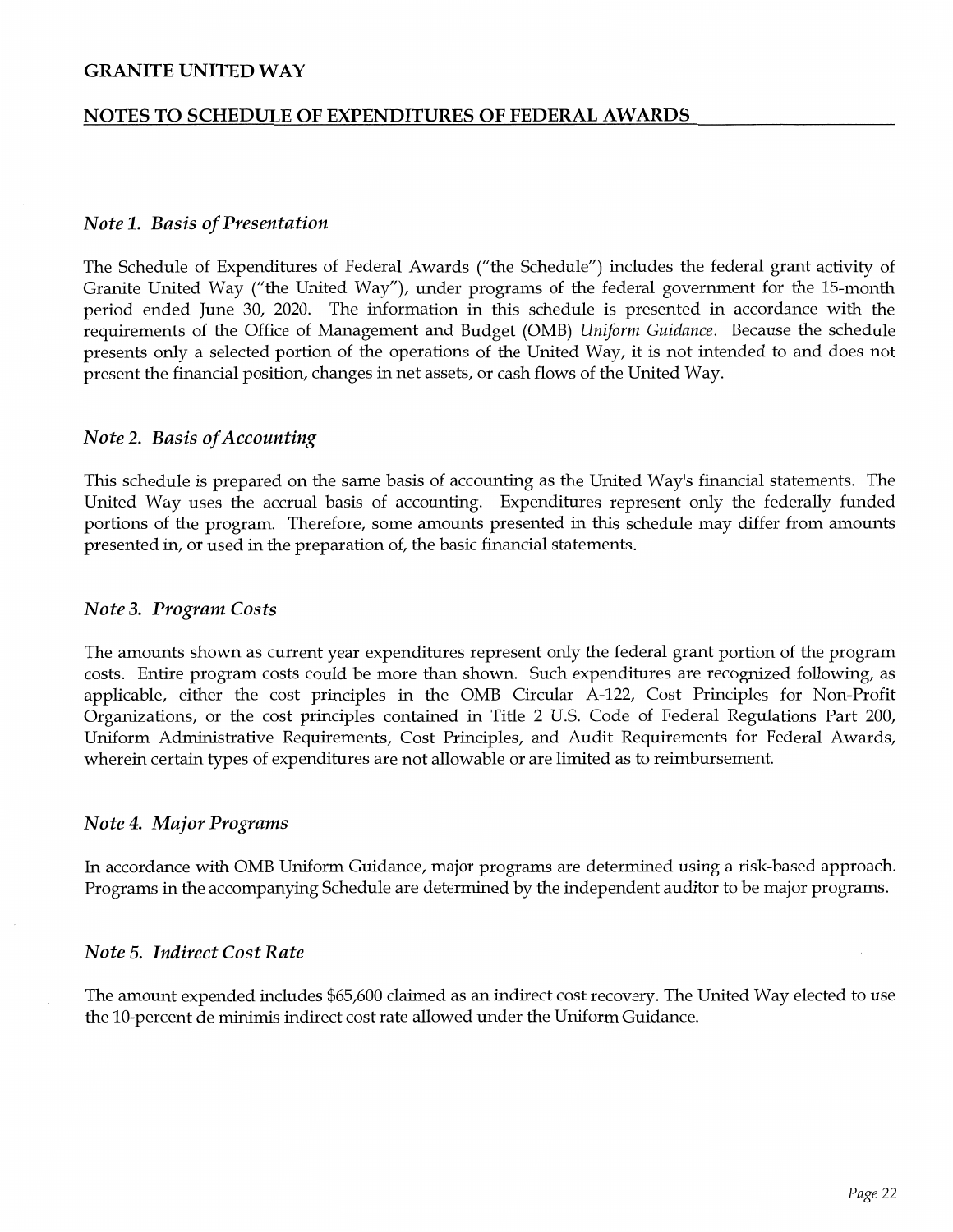# GRANITE UNITED WAY

## NOTES TO SCHEDULE OF EXPENDITURES OF FEDERAL AWARDS

### *Note 1. Basis of Presentation*

The Schedule of Expenditures of Federal Awards ("the Schedule") includes the federal grant activity of Granite United Way ("the United Way"), under programs of the federal government for the 15-month period ended June 30, 2020. The information in this schedule is presented in accordance with the requirements of the Office of Management and Budget (OMB) *Uniform Guidance*. Because the schedule presents only a selected portion of the operations of the United Way, it is not intended to and does not present the financial position, changes in net assets, or cash flows of the United Way.

### *Note 2. Basis of Accounting*

This schedule is prepared on the same basis of accounting as the United Way's financial statements. The United Way uses the accrual basis of accounting. Expenditures represent only the federally funded portions of the program. Therefore, some amounts presented in this schedule may differ from amounts presented in, or used in the preparation of, the basic financial statements.

### *Note 3. Program Costs*

The amounts shown as current year expenditures represent only the federal grant portion of the program costs. Entire program costs could be more than shown. Such expenditures are recognized following, as applicable, either the cost principles in the OMB Circular A-122, Cost Principles for Non-Profit Organizations, or the cost principles contained in Title 2 U.S. Code of Federal Regulations Part 200, Uniform Administrative Requirements, Cost Principles, and Audit Requirements for Federal Awards, wherein certain types of expenditures are not allowable or are limited as to reimbursement.

### *Note 4. Major Programs*

In accordance with OMB Uniform Guidance, major programs are determined using a risk-based approach. Programs in the accompanying Schedule are determined by the independent auditor to be major programs.

### *Note 5. Indirect Cost Rate*

The amount expended includes $65,600 claimed as an indirect cost recovery. The United Way elected to use the 10-percent de minimis indirect cost rate allowed under the Uniform Guidance.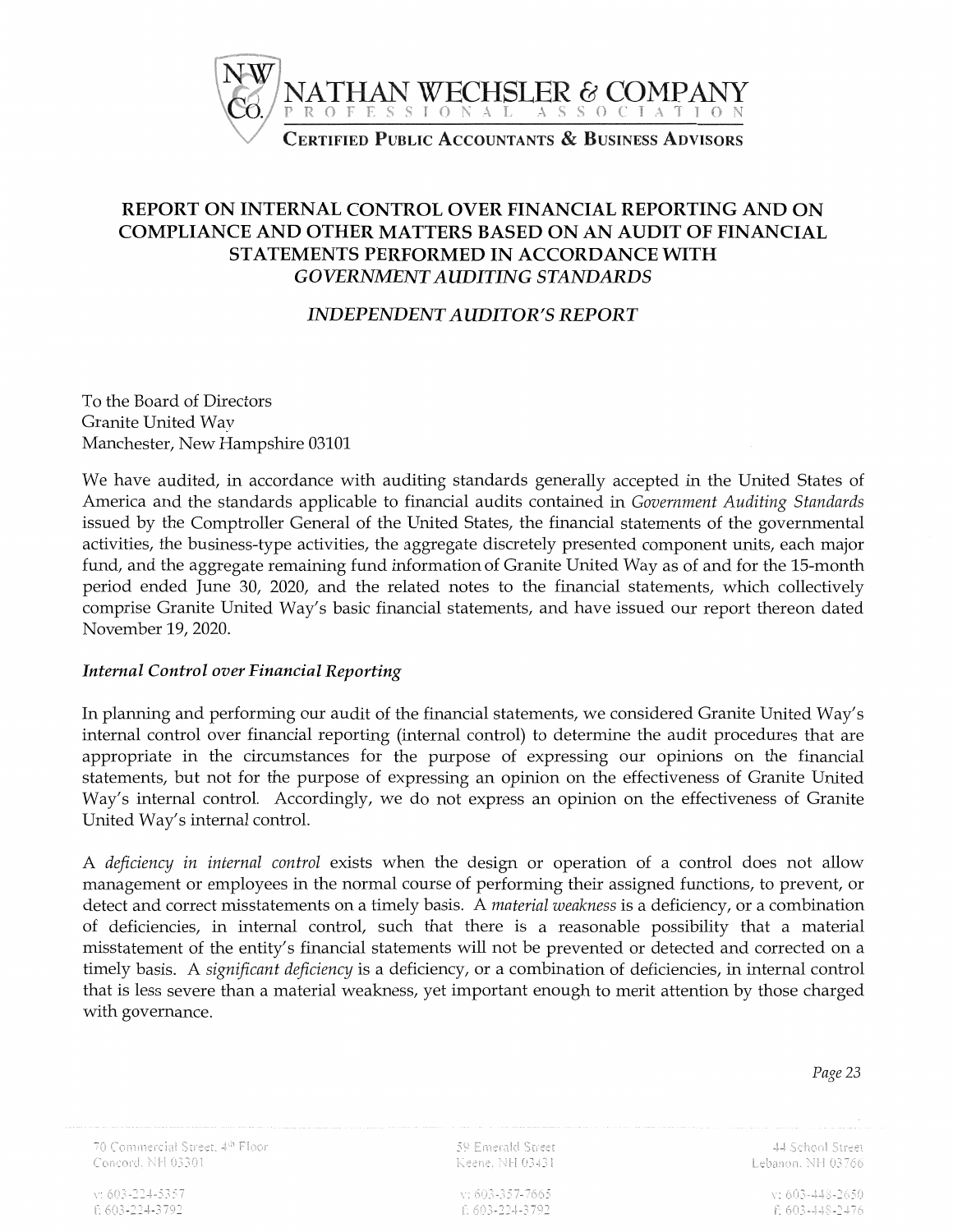# REPORT ON INTERNAL CONTROL OVER FINANCIAL REPORTING AND ON COMPLIANCE AND OTHER MATTERS BASED ON AN AUDIT OF FINANCIAL STATEMENTS PERFORMED IN ACCORDANCE WITH *GOVERNMENT AUDITING STANDARDS*

## *INDEPENDENT AUDITOR'S REPORT*

To the Board of Directors
Granite United Way
Manchester, New Hampshire 03101

We have audited, in accordance with auditing standards generally accepted in the United States of America and the standards applicable to financial audits contained in *Government Auditing Standards* issued by the Comptroller General of the United States, the financial statements of the governmental activities, the business-type activities, the aggregate discretely presented component units, each major fund, and the aggregate remaining fund information of Granite United Way as of and for the 15-month period ended June 30, 2020, and the related notes to the financial statements, which collectively comprise Granite United Way's basic financial statements, and have issued our report thereon dated November 19, 2020.

### *Internal Control over Financial Reporting*

In planning and performing our audit of the financial statements, we considered Granite United Way's internal control over financial reporting (internal control) to determine the audit procedures that are appropriate in the circumstances for the purpose of expressing our opinions on the financial statements, but not for the purpose of expressing an opinion on the effectiveness of Granite United Way's internal control. Accordingly, we do not express an opinion on the effectiveness of Granite United Way's internal control.

A *deficiency in internal control* exists when the design or operation of a control does not allow management or employees in the normal course of performing their assigned functions, to prevent, or detect and correct misstatements on a timely basis. A *material weakness* is a deficiency, or a combination of deficiencies, in internal control, such that there is a reasonable possibility that a material misstatement of the entity's financial statements will not be prevented or detected and corrected on a timely basis. A *significant deficiency* is a deficiency, or a combination of deficiencies, in internal control that is less severe than a material weakness, yet important enough to merit attention by those charged with governance.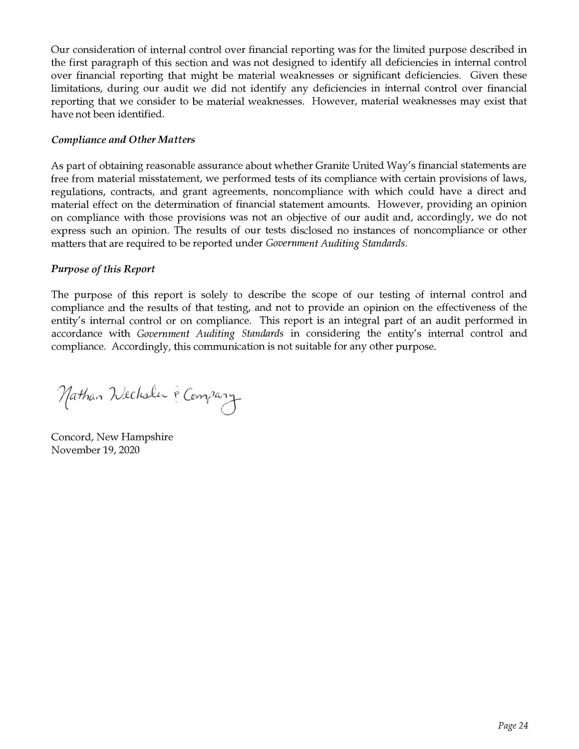Our consideration of internal control over financial reporting was for the limited purpose described in the first paragraph of this section and was not designed to identify all deficiencies in internal control over financial reporting that might be material weaknesses or significant deficiencies. Given these limitations, during our audit we did not identify any deficiencies in internal control over financial reporting that we consider to be material weaknesses. However, material weaknesses may exist that have not been identified.

### *Compliance and Other Matters*

As part of obtaining reasonable assurance about whether Granite United Way's financial statements are free from material misstatement, we performed tests of its compliance with certain provisions of laws, regulations, contracts, and grant agreements, noncompliance with which could have a direct and material effect on the determination of financial statement amounts. However, providing an opinion on compliance with those provisions was not an objective of our audit and, accordingly, we do not express such an opinion. The results of our tests disclosed no instances of noncompliance or other matters that are required to be reported under *Government Auditing Standards*.

### *Purpose of this Report*

The purpose of this report is solely to describe the scope of our testing of internal control and compliance and the results of that testing, and not to provide an opinion on the effectiveness of the entity's internal control or on compliance. This report is an integral part of an audit performed in accordance with *Government Auditing Standards* in considering the entity's internal control and compliance. Accordingly, this communication is not suitable for any other purpose.

Nathan Wechsler & Company

Concord, New Hampshire
November 19, 2020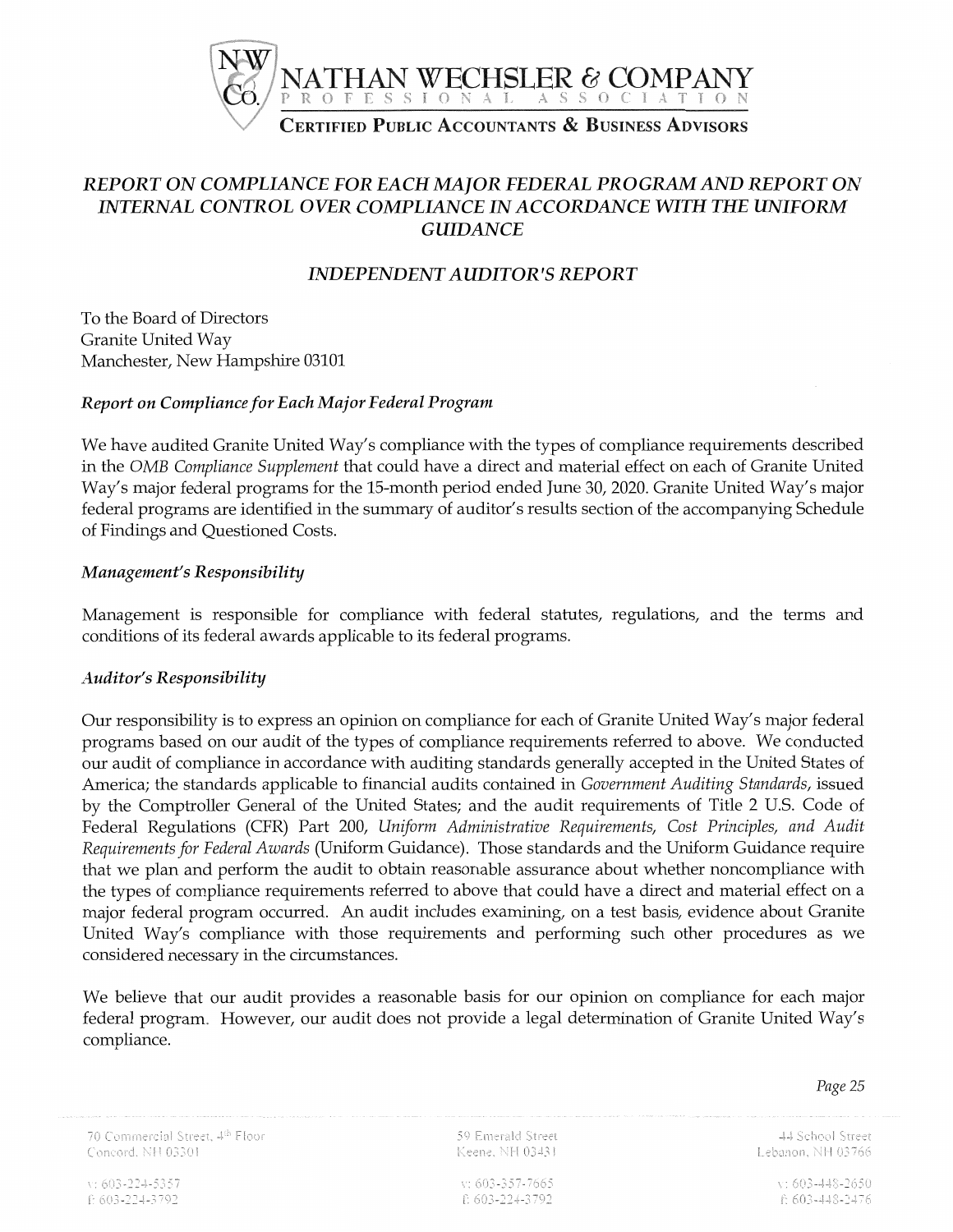NATHAN WECHSLER & COMPANY

PROFESSIONAL ASSOCIATION

CERTIFIED PUBLIC ACCOUNTANTS & BUSINESS ADVISORS

## *REPORT ON COMPLIANCE FOR EACH MAJOR FEDERAL PROGRAM AND REPORT ON INTERNAL CONTROL OVER COMPLIANCE IN ACCORDANCE WITH THE UNIFORM GUIDANCE*

## *INDEPENDENT AUDITOR'S REPORT*

To the Board of Directors
Granite United Way
Manchester, New Hampshire 03101

### *Report on Compliance for Each Major Federal Program*

We have audited Granite United Way's compliance with the types of compliance requirements described in the *OMB Compliance Supplement* that could have a direct and material effect on each of Granite United Way's major federal programs for the 15-month period ended June 30, 2020. Granite United Way's major federal programs are identified in the summary of auditor's results section of the accompanying Schedule of Findings and Questioned Costs.

### *Management's Responsibility*

Management is responsible for compliance with federal statutes, regulations, and the terms and conditions of its federal awards applicable to its federal programs.

### *Auditor's Responsibility*

Our responsibility is to express an opinion on compliance for each of Granite United Way's major federal programs based on our audit of the types of compliance requirements referred to above. We conducted our audit of compliance in accordance with auditing standards generally accepted in the United States of America; the standards applicable to financial audits contained in *Government Auditing Standards*, issued by the Comptroller General of the United States; and the audit requirements of Title 2 U.S. Code of Federal Regulations (CFR) Part 200, *Uniform Administrative Requirements, Cost Principles, and Audit Requirements for Federal Awards* (Uniform Guidance). Those standards and the Uniform Guidance require that we plan and perform the audit to obtain reasonable assurance about whether noncompliance with the types of compliance requirements referred to above that could have a direct and material effect on a major federal program occurred. An audit includes examining, on a test basis, evidence about Granite United Way's compliance with those requirements and performing such other procedures as we considered necessary in the circumstances.

We believe that our audit provides a reasonable basis for our opinion on compliance for each major federal program. However, our audit does not provide a legal determination of Granite United Way's compliance.

70 Commercial Street, 4th Floor
Concord, NH 03301
v: 603-224-5357
f: 603-224-3792

59 Emerald Street
Keene, NH 03431
v: 603-357-7665
f: 603-224-3792

44 School Street
Lebanon, NH 03766
v: 603-448-2650
f: 603-448-2476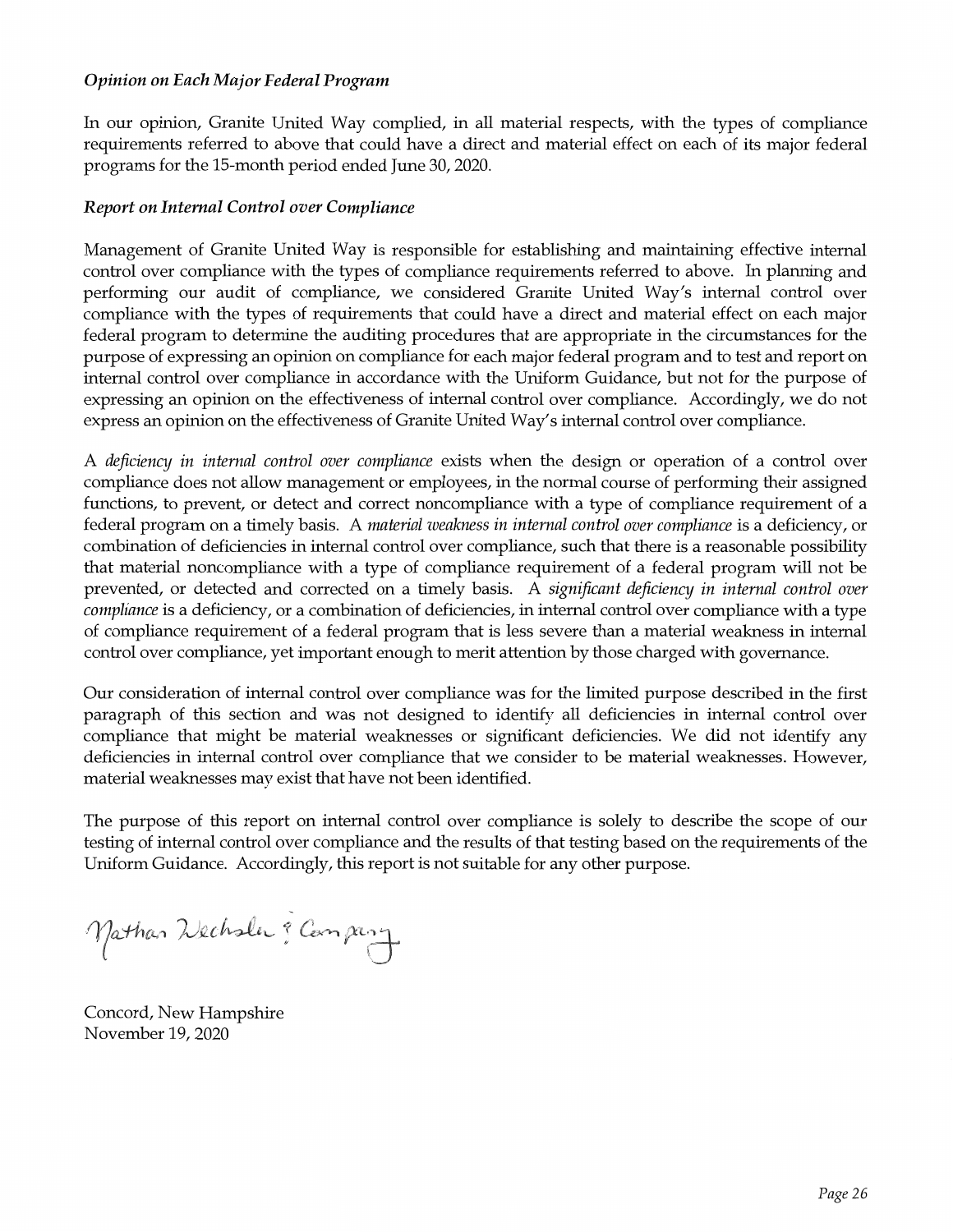### *Opinion on Each Major Federal Program*

In our opinion, Granite United Way complied, in all material respects, with the types of compliance requirements referred to above that could have a direct and material effect on each of its major federal programs for the 15-month period ended June 30, 2020.

### *Report on Internal Control over Compliance*

Management of Granite United Way is responsible for establishing and maintaining effective internal control over compliance with the types of compliance requirements referred to above. In planning and performing our audit of compliance, we considered Granite United Way's internal control over compliance with the types of requirements that could have a direct and material effect on each major federal program to determine the auditing procedures that are appropriate in the circumstances for the purpose of expressing an opinion on compliance for each major federal program and to test and report on internal control over compliance in accordance with the Uniform Guidance, but not for the purpose of expressing an opinion on the effectiveness of internal control over compliance. Accordingly, we do not express an opinion on the effectiveness of Granite United Way's internal control over compliance.

A *deficiency in internal control over compliance* exists when the design or operation of a control over compliance does not allow management or employees, in the normal course of performing their assigned functions, to prevent, or detect and correct noncompliance with a type of compliance requirement of a federal program on a timely basis. A *material weakness in internal control over compliance* is a deficiency, or combination of deficiencies in internal control over compliance, such that there is a reasonable possibility that material noncompliance with a type of compliance requirement of a federal program will not be prevented, or detected and corrected on a timely basis. A *significant deficiency in internal control over compliance* is a deficiency, or a combination of deficiencies, in internal control over compliance with a type of compliance requirement of a federal program that is less severe than a material weakness in internal control over compliance, yet important enough to merit attention by those charged with governance.

Our consideration of internal control over compliance was for the limited purpose described in the first paragraph of this section and was not designed to identify all deficiencies in internal control over compliance that might be material weaknesses or significant deficiencies. We did not identify any deficiencies in internal control over compliance that we consider to be material weaknesses. However, material weaknesses may exist that have not been identified.

The purpose of this report on internal control over compliance is solely to describe the scope of our testing of internal control over compliance and the results of that testing based on the requirements of the Uniform Guidance. Accordingly, this report is not suitable for any other purpose.

Nathan Wechsler & Company

Concord, New Hampshire
November 19, 2020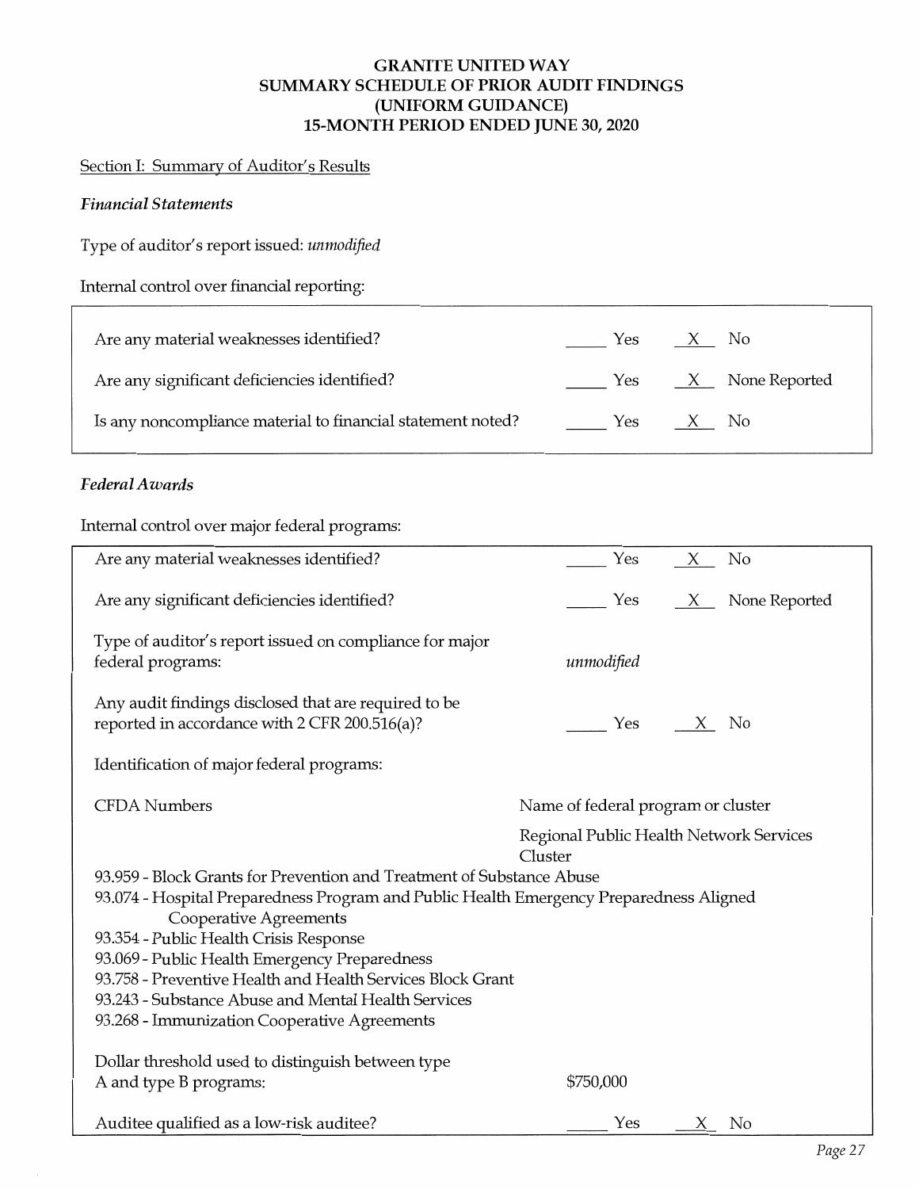# GRANITE UNITED WAY
## SUMMARY SCHEDULE OF PRIOR AUDIT FINDINGS
## (UNIFORM GUIDANCE)
## 15-MONTH PERIOD ENDED JUNE 30, 2020

Section I: Summary of Auditor's Results

### *Financial Statements*

Type of auditor's report issued: *unmodified*

Internal control over financial reporting:

| | | |
|---|---|---|
| Are any material weaknesses identified? | ____ Yes | _X_ No |
| Are any significant deficiencies identified? | ____ Yes | _X_ None Reported |
| Is any noncompliance material to financial statement noted? | ____ Yes | _X_ No |

### *Federal Awards*

Internal control over major federal programs:

| | | |
|---|---|---|
| Are any material weaknesses identified? | ____ Yes | _X_ No |
| Are any significant deficiencies identified? | ____ Yes | _X_ None Reported |
| Type of auditor's report issued on compliance for major federal programs: | *unmodified* | |
| Any audit findings disclosed that are required to be reported in accordance with 2 CFR 200.516(a)? | ____ Yes | _X_ No |

Identification of major federal programs:

| CFDA Numbers | Name of federal program or cluster |
|---|---|
| | Regional Public Health Network Services Cluster |

93.959 - Block Grants for Prevention and Treatment of Substance Abuse
93.074 - Hospital Preparedness Program and Public Health Emergency Preparedness Aligned Cooperative Agreements
93.354 - Public Health Crisis Response
93.069 - Public Health Emergency Preparedness
93.758 - Preventive Health and Health Services Block Grant
93.243 - Substance Abuse and Mental Health Services
93.268 - Immunization Cooperative Agreements

| | | |
|---|---|---|
| Dollar threshold used to distinguish between type A and type B programs: | $750,000 | |
| Auditee qualified as a low-risk auditee? | ____ Yes | _X_ No |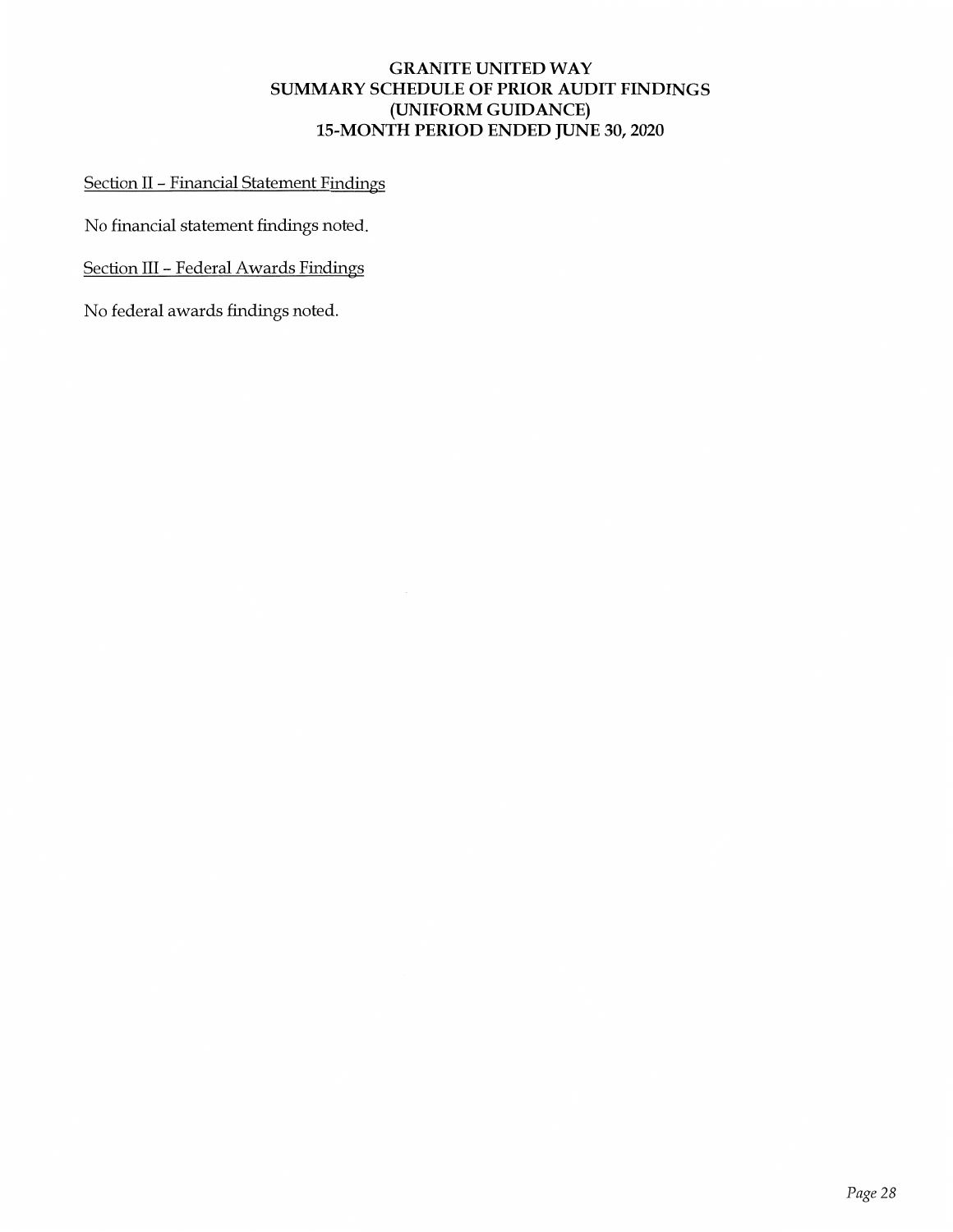# GRANITE UNITED WAY
# SUMMARY SCHEDULE OF PRIOR AUDIT FINDINGS
# (UNIFORM GUIDANCE)
# 15-MONTH PERIOD ENDED JUNE 30, 2020

Section II – Financial Statement Findings

No financial statement findings noted.

Section III – Federal Awards Findings

No federal awards findings noted.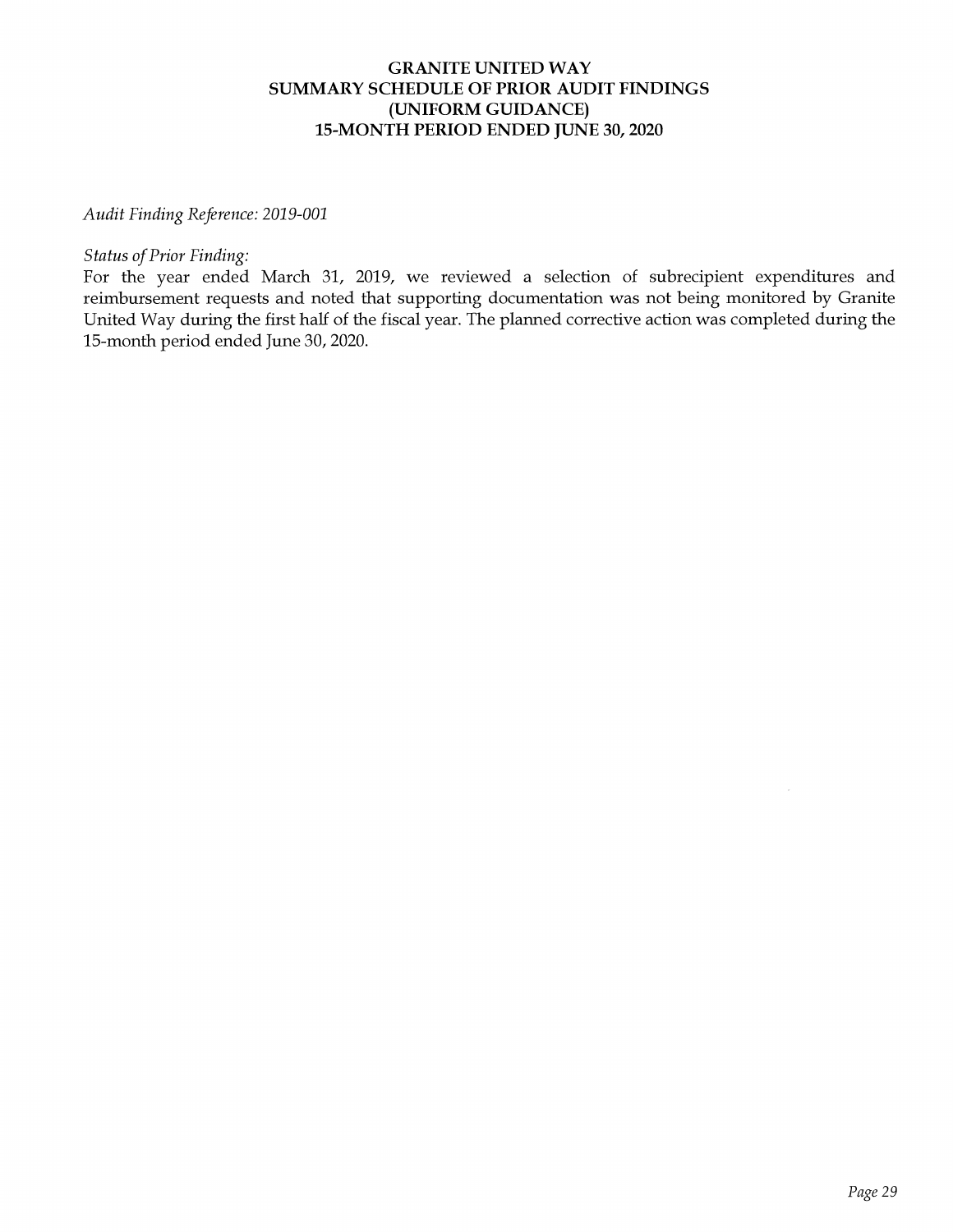# GRANITE UNITED WAY
## SUMMARY SCHEDULE OF PRIOR AUDIT FINDINGS
## (UNIFORM GUIDANCE)
## 15-MONTH PERIOD ENDED JUNE 30, 2020

*Audit Finding Reference: 2019-001*

*Status of Prior Finding:*

For the year ended March 31, 2019, we reviewed a selection of subrecipient expenditures and reimbursement requests and noted that supporting documentation was not being monitored by Granite United Way during the first half of the fiscal year. The planned corrective action was completed during the 15-month period ended June 30, 2020.